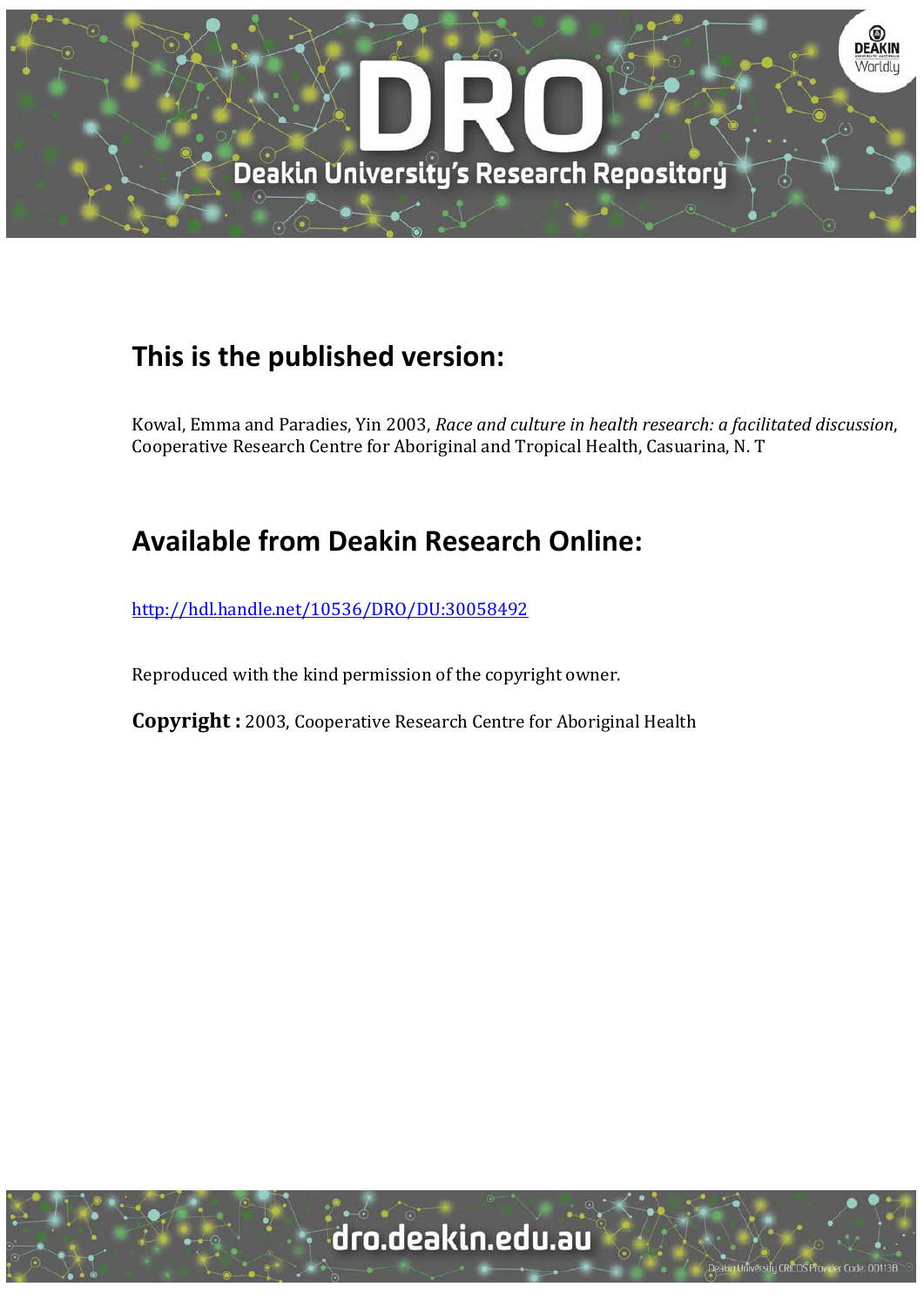# This is the published version:

Kowal, Emma and Paradies, Yin 2003, *Race and culture in health research: a facilitated discussion*, Cooperative Research Centre for Aboriginal and Tropical Health, Casuarina, N. T

# Available from Deakin Research Online:

http://hdl.handle.net/10536/DRO/DU:30058492

Reproduced with the kind permission of the copyright owner.

**Copyright :** 2003, Cooperative Research Centre for Aboriginal Health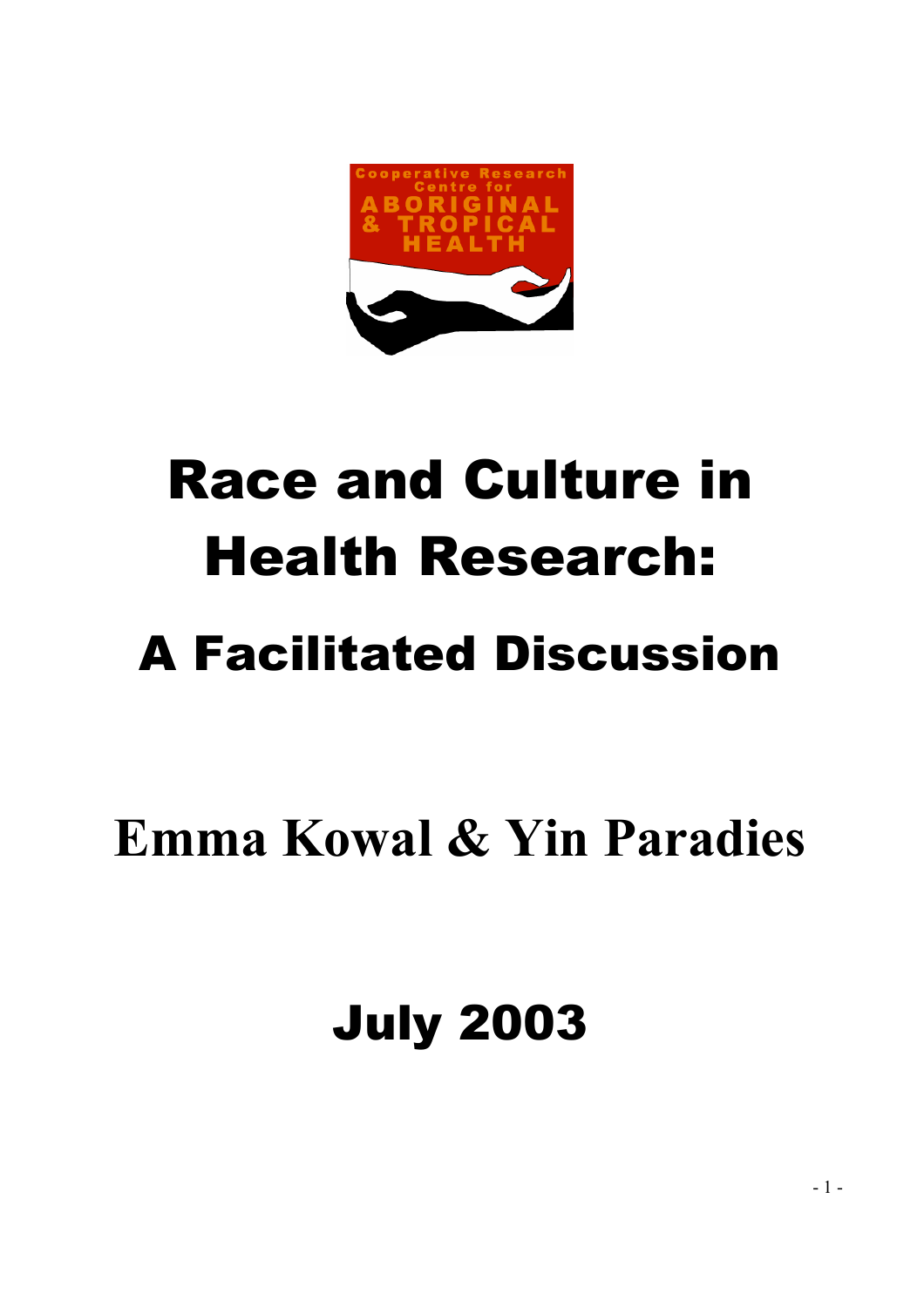# Race and Culture in Health Research:

## A Facilitated Discussion

**Emma Kowal & Yin Paradies**

**July 2003**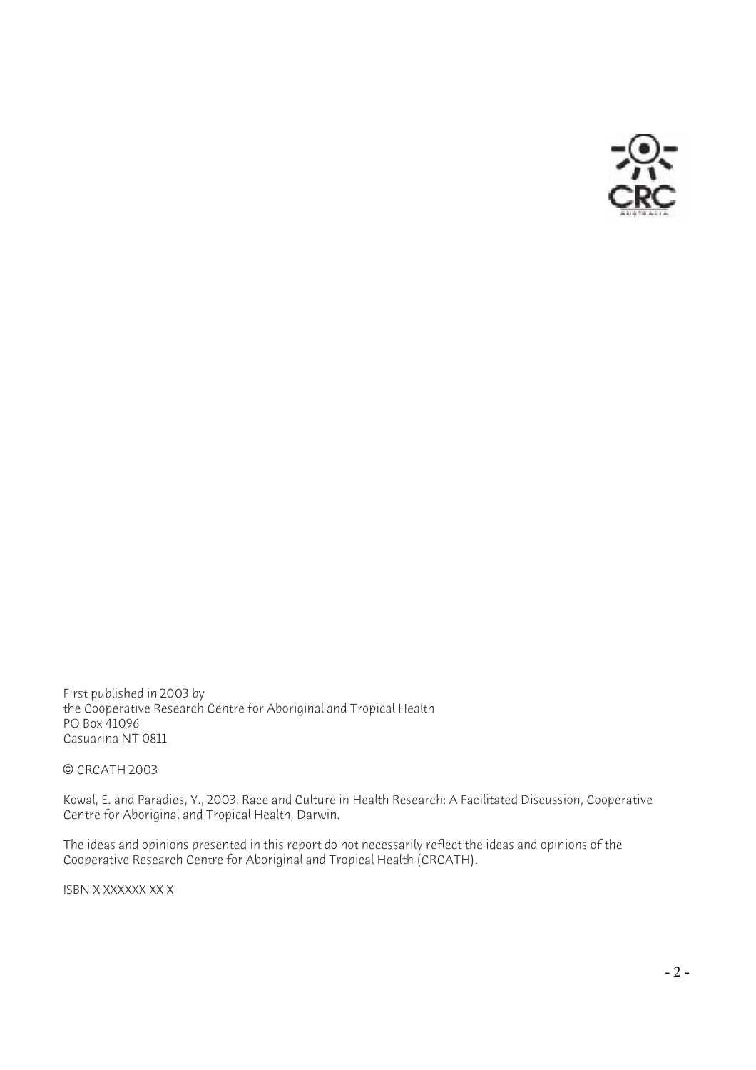First published in 2003 by
the Cooperative Research Centre for Aboriginal and Tropical Health
PO Box 41096
Casuarina NT 0811

© CRCATH 2003

Kowal, E. and Paradies, Y., 2003, Race and Culture in Health Research: A Facilitated Discussion, Cooperative Centre for Aboriginal and Tropical Health, Darwin.

The ideas and opinions presented in this report do not necessarily reflect the ideas and opinions of the Cooperative Research Centre for Aboriginal and Tropical Health (CRCATH).

ISBN X XXXXXX XX X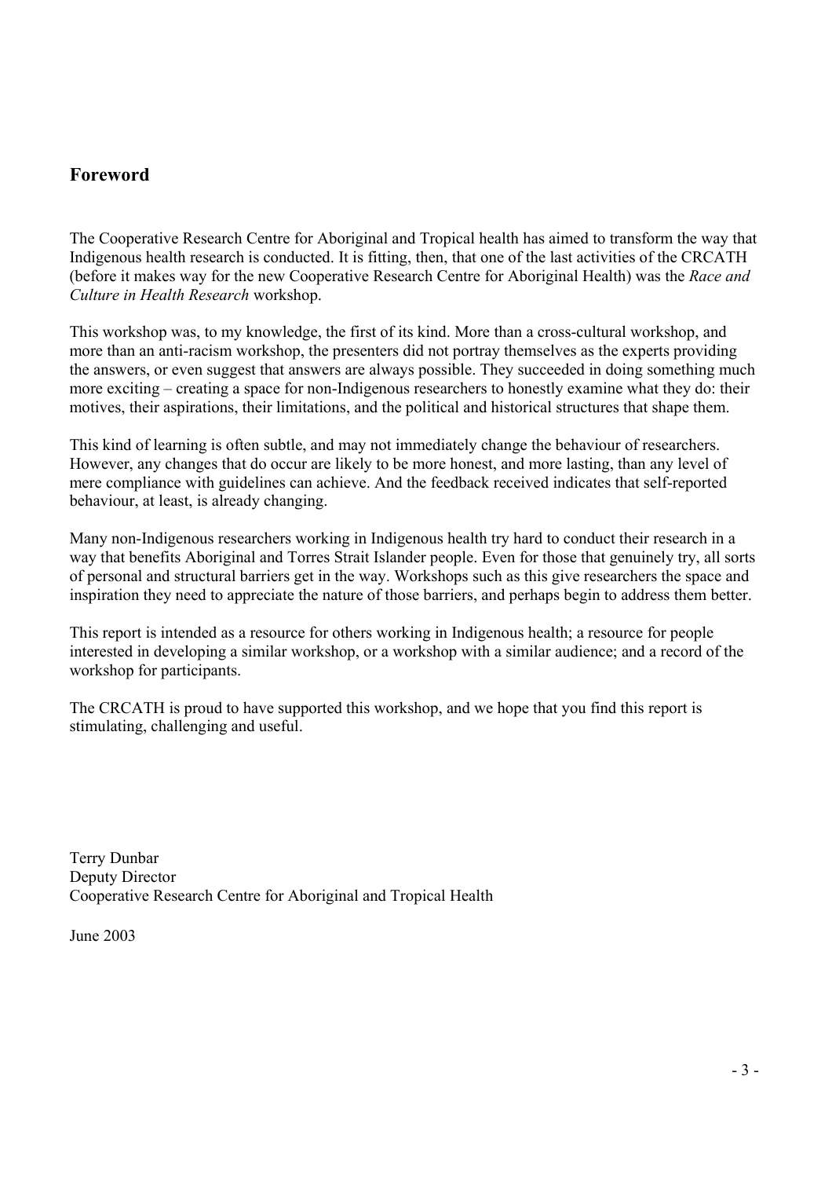## Foreword

The Cooperative Research Centre for Aboriginal and Tropical health has aimed to transform the way that Indigenous health research is conducted. It is fitting, then, that one of the last activities of the CRCATH (before it makes way for the new Cooperative Research Centre for Aboriginal Health) was the *Race and Culture in Health Research* workshop.

This workshop was, to my knowledge, the first of its kind. More than a cross-cultural workshop, and more than an anti-racism workshop, the presenters did not portray themselves as the experts providing the answers, or even suggest that answers are always possible. They succeeded in doing something much more exciting – creating a space for non-Indigenous researchers to honestly examine what they do: their motives, their aspirations, their limitations, and the political and historical structures that shape them.

This kind of learning is often subtle, and may not immediately change the behaviour of researchers. However, any changes that do occur are likely to be more honest, and more lasting, than any level of mere compliance with guidelines can achieve. And the feedback received indicates that self-reported behaviour, at least, is already changing.

Many non-Indigenous researchers working in Indigenous health try hard to conduct their research in a way that benefits Aboriginal and Torres Strait Islander people. Even for those that genuinely try, all sorts of personal and structural barriers get in the way. Workshops such as this give researchers the space and inspiration they need to appreciate the nature of those barriers, and perhaps begin to address them better.

This report is intended as a resource for others working in Indigenous health; a resource for people interested in developing a similar workshop, or a workshop with a similar audience; and a record of the workshop for participants.

The CRCATH is proud to have supported this workshop, and we hope that you find this report is stimulating, challenging and useful.

Terry Dunbar
Deputy Director
Cooperative Research Centre for Aboriginal and Tropical Health

June 2003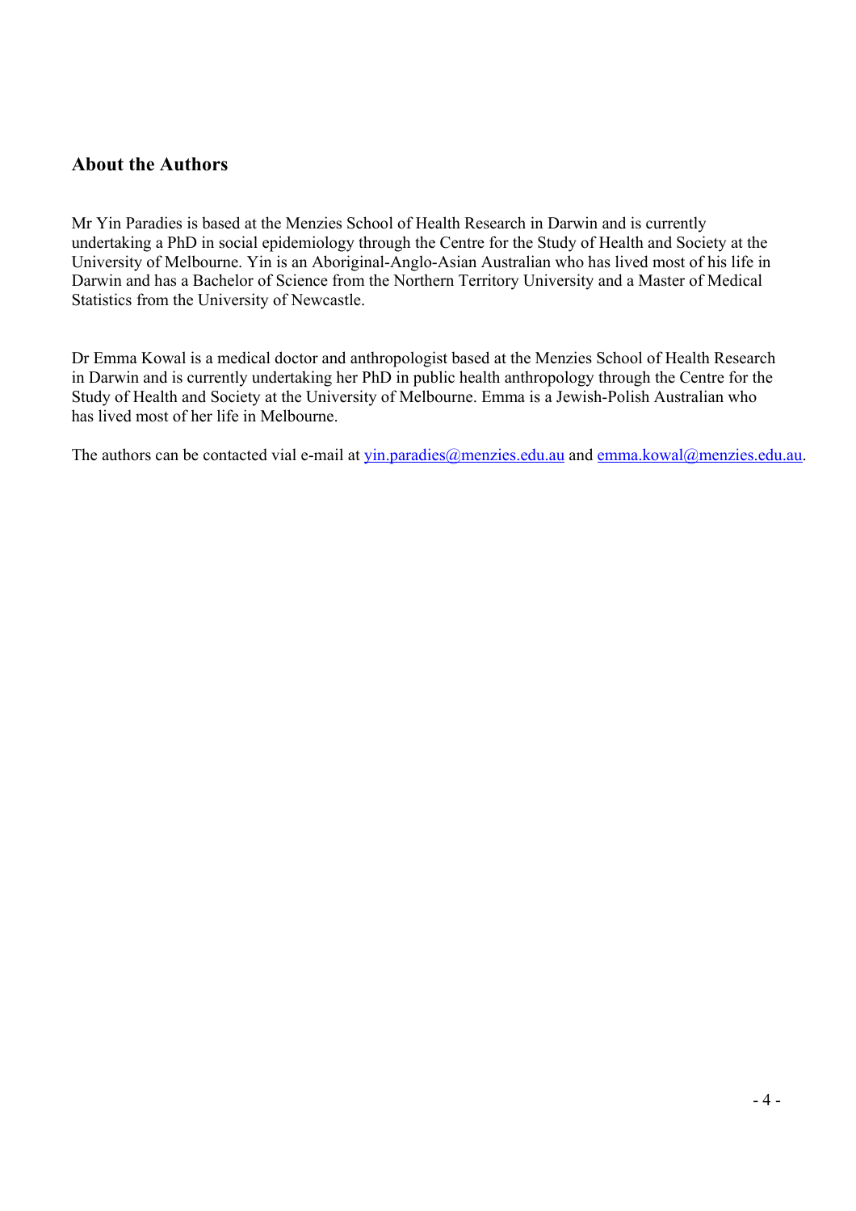## About the Authors

Mr Yin Paradies is based at the Menzies School of Health Research in Darwin and is currently undertaking a PhD in social epidemiology through the Centre for the Study of Health and Society at the University of Melbourne. Yin is an Aboriginal-Anglo-Asian Australian who has lived most of his life in Darwin and has a Bachelor of Science from the Northern Territory University and a Master of Medical Statistics from the University of Newcastle.

Dr Emma Kowal is a medical doctor and anthropologist based at the Menzies School of Health Research in Darwin and is currently undertaking her PhD in public health anthropology through the Centre for the Study of Health and Society at the University of Melbourne. Emma is a Jewish-Polish Australian who has lived most of her life in Melbourne.

The authors can be contacted vial e-mail at yin.paradies@menzies.edu.au and emma.kowal@menzies.edu.au.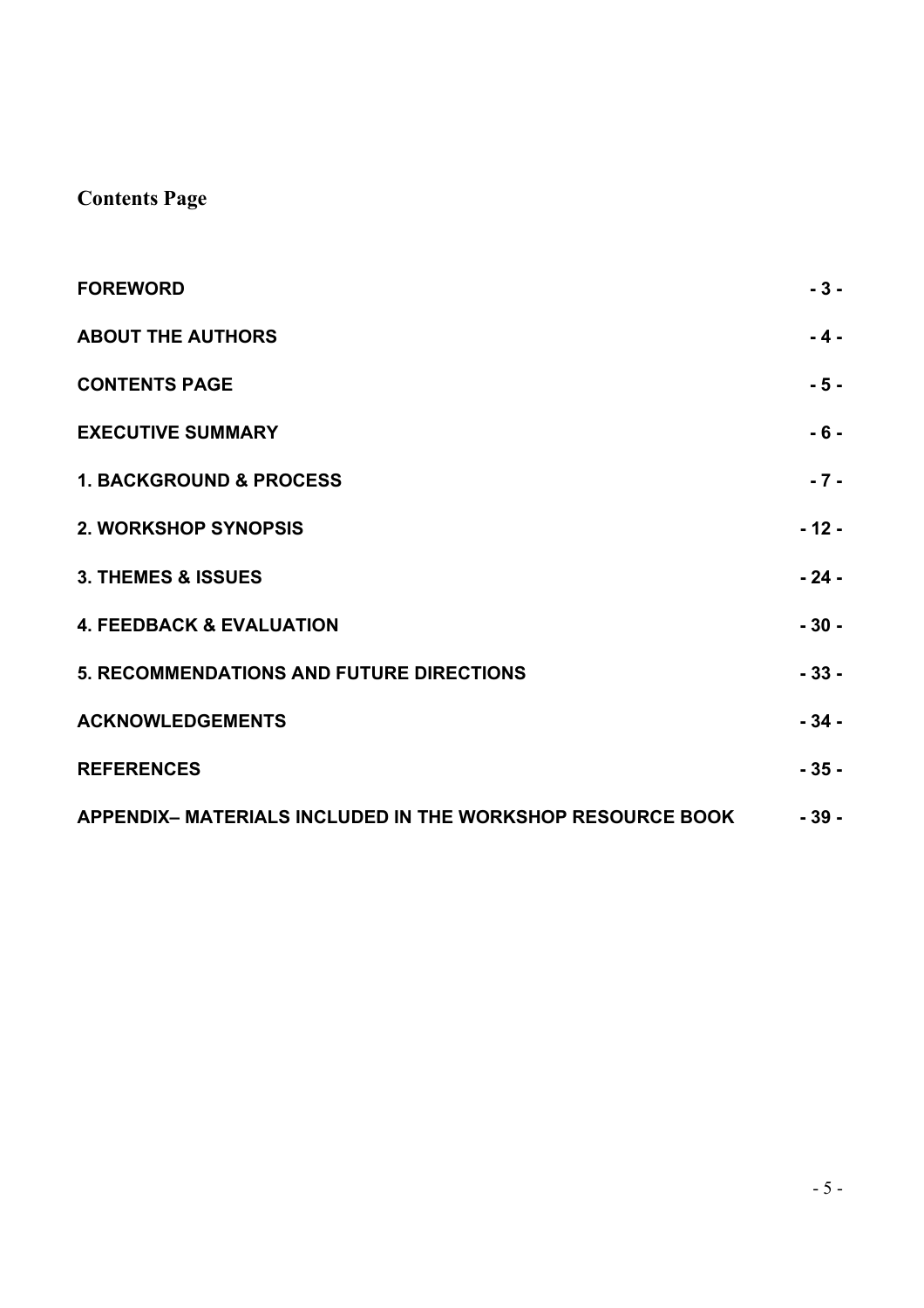## Contents Page

| | |
|---|---|
| **FOREWORD** | **- 3 -** |
| **ABOUT THE AUTHORS** | **- 4 -** |
| **CONTENTS PAGE** | **- 5 -** |
| **EXECUTIVE SUMMARY** | **- 6 -** |
| **1. BACKGROUND & PROCESS** | **- 7 -** |
| **2. WORKSHOP SYNOPSIS** | **- 12 -** |
| **3. THEMES & ISSUES** | **- 24 -** |
| **4. FEEDBACK & EVALUATION** | **- 30 -** |
| **5. RECOMMENDATIONS AND FUTURE DIRECTIONS** | **- 33 -** |
| **ACKNOWLEDGEMENTS** | **- 34 -** |
| **REFERENCES** | **- 35 -** |
| **APPENDIX– MATERIALS INCLUDED IN THE WORKSHOP RESOURCE BOOK** | **- 39 -** |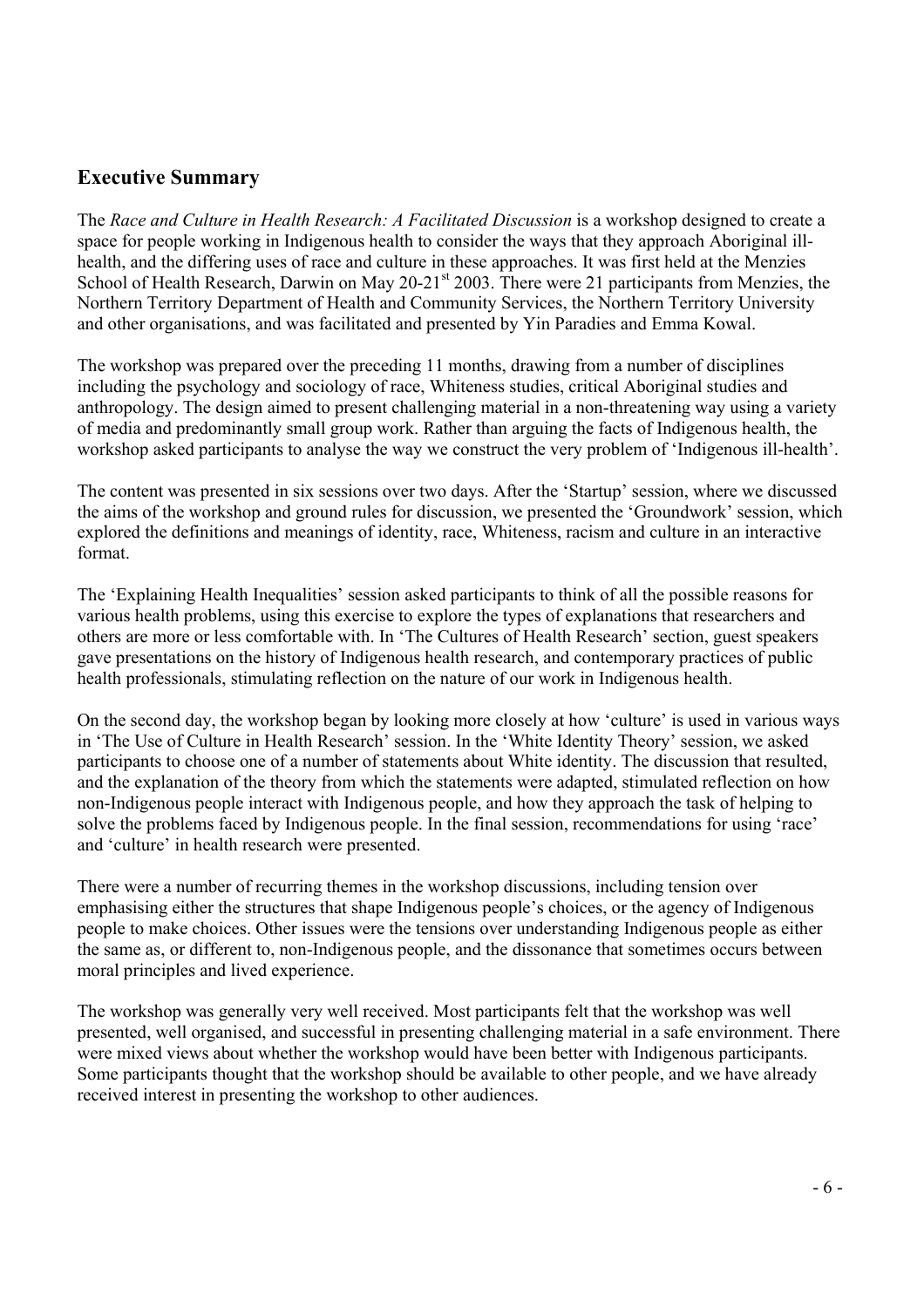## Executive Summary

The *Race and Culture in Health Research: A Facilitated Discussion* is a workshop designed to create a space for people working in Indigenous health to consider the ways that they approach Aboriginal ill-health, and the differing uses of race and culture in these approaches. It was first held at the Menzies School of Health Research, Darwin on May 20-21st 2003. There were 21 participants from Menzies, the Northern Territory Department of Health and Community Services, the Northern Territory University and other organisations, and was facilitated and presented by Yin Paradies and Emma Kowal.

The workshop was prepared over the preceding 11 months, drawing from a number of disciplines including the psychology and sociology of race, Whiteness studies, critical Aboriginal studies and anthropology. The design aimed to present challenging material in a non-threatening way using a variety of media and predominantly small group work. Rather than arguing the facts of Indigenous health, the workshop asked participants to analyse the way we construct the very problem of 'Indigenous ill-health'.

The content was presented in six sessions over two days. After the 'Startup' session, where we discussed the aims of the workshop and ground rules for discussion, we presented the 'Groundwork' session, which explored the definitions and meanings of identity, race, Whiteness, racism and culture in an interactive format.

The 'Explaining Health Inequalities' session asked participants to think of all the possible reasons for various health problems, using this exercise to explore the types of explanations that researchers and others are more or less comfortable with. In 'The Cultures of Health Research' section, guest speakers gave presentations on the history of Indigenous health research, and contemporary practices of public health professionals, stimulating reflection on the nature of our work in Indigenous health.

On the second day, the workshop began by looking more closely at how 'culture' is used in various ways in 'The Use of Culture in Health Research' session. In the 'White Identity Theory' session, we asked participants to choose one of a number of statements about White identity. The discussion that resulted, and the explanation of the theory from which the statements were adapted, stimulated reflection on how non-Indigenous people interact with Indigenous people, and how they approach the task of helping to solve the problems faced by Indigenous people. In the final session, recommendations for using 'race' and 'culture' in health research were presented.

There were a number of recurring themes in the workshop discussions, including tension over emphasising either the structures that shape Indigenous people's choices, or the agency of Indigenous people to make choices. Other issues were the tensions over understanding Indigenous people as either the same as, or different to, non-Indigenous people, and the dissonance that sometimes occurs between moral principles and lived experience.

The workshop was generally very well received. Most participants felt that the workshop was well presented, well organised, and successful in presenting challenging material in a safe environment. There were mixed views about whether the workshop would have been better with Indigenous participants. Some participants thought that the workshop should be available to other people, and we have already received interest in presenting the workshop to other audiences.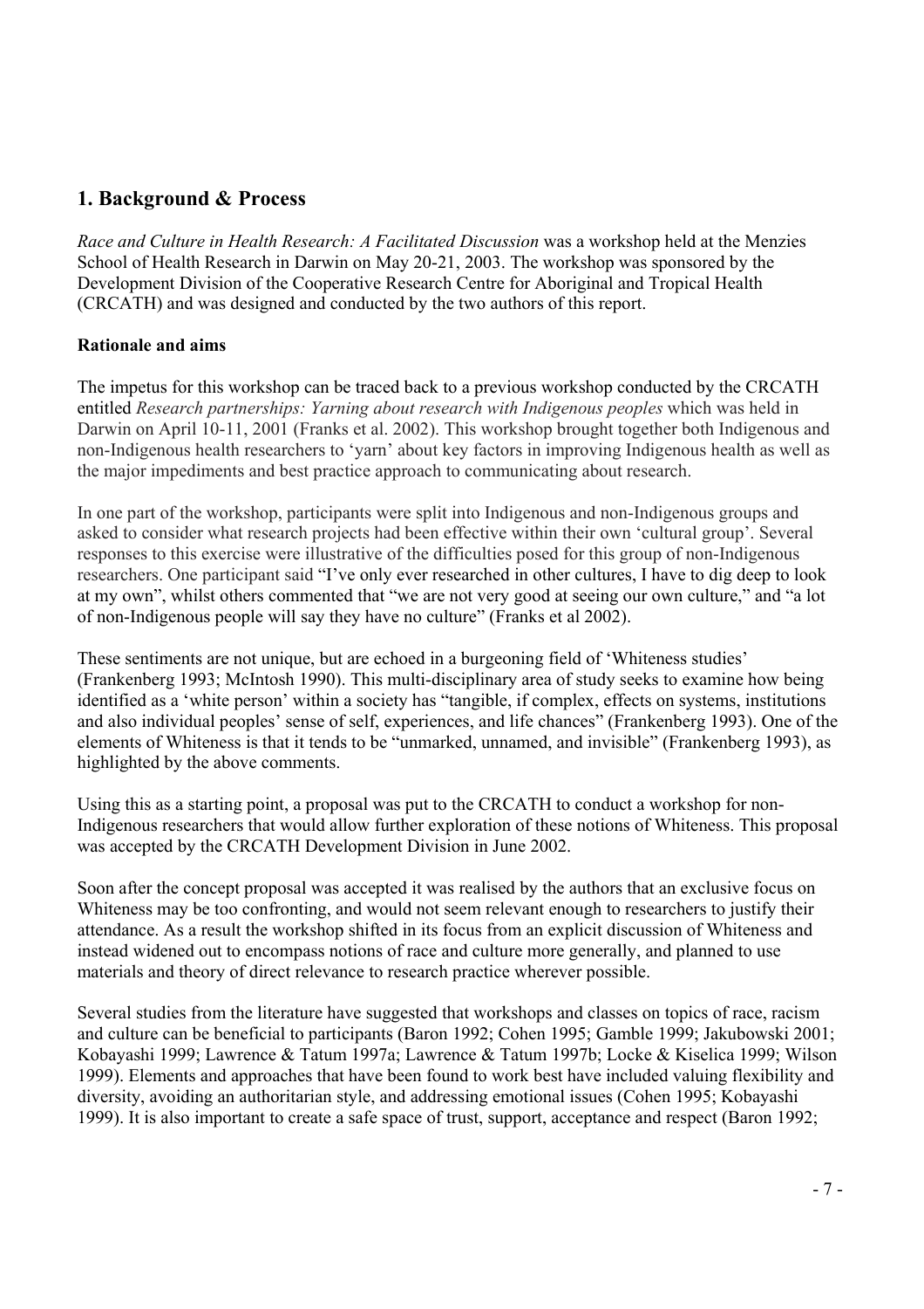## 1. Background & Process

*Race and Culture in Health Research: A Facilitated Discussion* was a workshop held at the Menzies School of Health Research in Darwin on May 20-21, 2003. The workshop was sponsored by the Development Division of the Cooperative Research Centre for Aboriginal and Tropical Health (CRCATH) and was designed and conducted by the two authors of this report.

**Rationale and aims**

The impetus for this workshop can be traced back to a previous workshop conducted by the CRCATH entitled *Research partnerships: Yarning about research with Indigenous peoples* which was held in Darwin on April 10-11, 2001 (Franks et al. 2002). This workshop brought together both Indigenous and non-Indigenous health researchers to 'yarn' about key factors in improving Indigenous health as well as the major impediments and best practice approach to communicating about research.

In one part of the workshop, participants were split into Indigenous and non-Indigenous groups and asked to consider what research projects had been effective within their own 'cultural group'. Several responses to this exercise were illustrative of the difficulties posed for this group of non-Indigenous researchers. One participant said "I've only ever researched in other cultures, I have to dig deep to look at my own", whilst others commented that "we are not very good at seeing our own culture," and "a lot of non-Indigenous people will say they have no culture" (Franks et al 2002).

These sentiments are not unique, but are echoed in a burgeoning field of 'Whiteness studies' (Frankenberg 1993; McIntosh 1990). This multi-disciplinary area of study seeks to examine how being identified as a 'white person' within a society has "tangible, if complex, effects on systems, institutions and also individual peoples' sense of self, experiences, and life chances" (Frankenberg 1993). One of the elements of Whiteness is that it tends to be "unmarked, unnamed, and invisible" (Frankenberg 1993), as highlighted by the above comments.

Using this as a starting point, a proposal was put to the CRCATH to conduct a workshop for non-Indigenous researchers that would allow further exploration of these notions of Whiteness. This proposal was accepted by the CRCATH Development Division in June 2002.

Soon after the concept proposal was accepted it was realised by the authors that an exclusive focus on Whiteness may be too confronting, and would not seem relevant enough to researchers to justify their attendance. As a result the workshop shifted in its focus from an explicit discussion of Whiteness and instead widened out to encompass notions of race and culture more generally, and planned to use materials and theory of direct relevance to research practice wherever possible.

Several studies from the literature have suggested that workshops and classes on topics of race, racism and culture can be beneficial to participants (Baron 1992; Cohen 1995; Gamble 1999; Jakubowski 2001; Kobayashi 1999; Lawrence & Tatum 1997a; Lawrence & Tatum 1997b; Locke & Kiselica 1999; Wilson 1999). Elements and approaches that have been found to work best have included valuing flexibility and diversity, avoiding an authoritarian style, and addressing emotional issues (Cohen 1995; Kobayashi 1999). It is also important to create a safe space of trust, support, acceptance and respect (Baron 1992;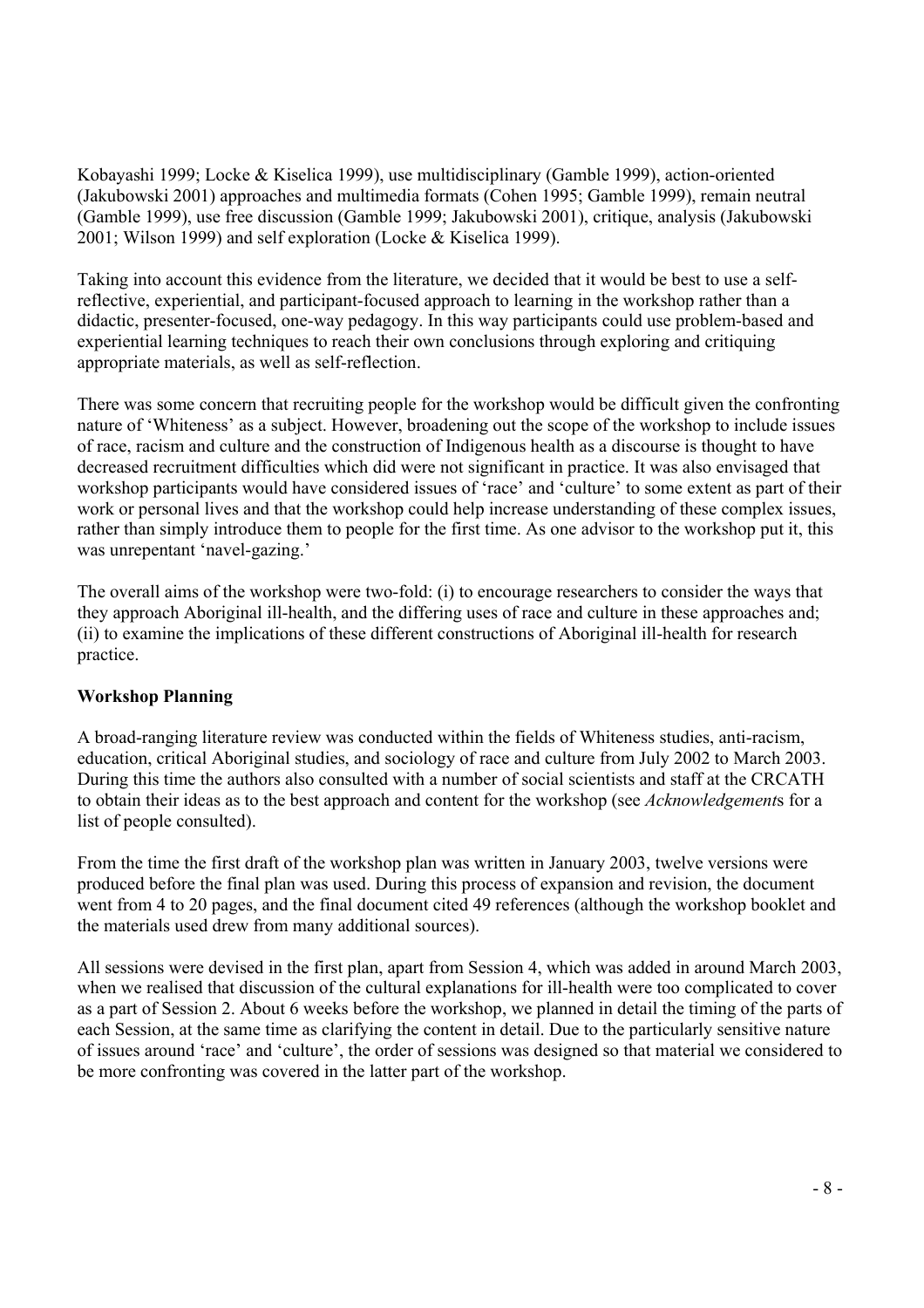Kobayashi 1999; Locke & Kiselica 1999), use multidisciplinary (Gamble 1999), action-oriented (Jakubowski 2001) approaches and multimedia formats (Cohen 1995; Gamble 1999), remain neutral (Gamble 1999), use free discussion (Gamble 1999; Jakubowski 2001), critique, analysis (Jakubowski 2001; Wilson 1999) and self exploration (Locke & Kiselica 1999).

Taking into account this evidence from the literature, we decided that it would be best to use a self-reflective, experiential, and participant-focused approach to learning in the workshop rather than a didactic, presenter-focused, one-way pedagogy. In this way participants could use problem-based and experiential learning techniques to reach their own conclusions through exploring and critiquing appropriate materials, as well as self-reflection.

There was some concern that recruiting people for the workshop would be difficult given the confronting nature of 'Whiteness' as a subject. However, broadening out the scope of the workshop to include issues of race, racism and culture and the construction of Indigenous health as a discourse is thought to have decreased recruitment difficulties which did were not significant in practice. It was also envisaged that workshop participants would have considered issues of 'race' and 'culture' to some extent as part of their work or personal lives and that the workshop could help increase understanding of these complex issues, rather than simply introduce them to people for the first time. As one advisor to the workshop put it, this was unrepentant 'navel-gazing.'

The overall aims of the workshop were two-fold: (i) to encourage researchers to consider the ways that they approach Aboriginal ill-health, and the differing uses of race and culture in these approaches and; (ii) to examine the implications of these different constructions of Aboriginal ill-health for research practice.

**Workshop Planning**

A broad-ranging literature review was conducted within the fields of Whiteness studies, anti-racism, education, critical Aboriginal studies, and sociology of race and culture from July 2002 to March 2003. During this time the authors also consulted with a number of social scientists and staff at the CRCATH to obtain their ideas as to the best approach and content for the workshop (see *Acknowledgement*s for a list of people consulted).

From the time the first draft of the workshop plan was written in January 2003, twelve versions were produced before the final plan was used. During this process of expansion and revision, the document went from 4 to 20 pages, and the final document cited 49 references (although the workshop booklet and the materials used drew from many additional sources).

All sessions were devised in the first plan, apart from Session 4, which was added in around March 2003, when we realised that discussion of the cultural explanations for ill-health were too complicated to cover as a part of Session 2. About 6 weeks before the workshop, we planned in detail the timing of the parts of each Session, at the same time as clarifying the content in detail. Due to the particularly sensitive nature of issues around 'race' and 'culture', the order of sessions was designed so that material we considered to be more confronting was covered in the latter part of the workshop.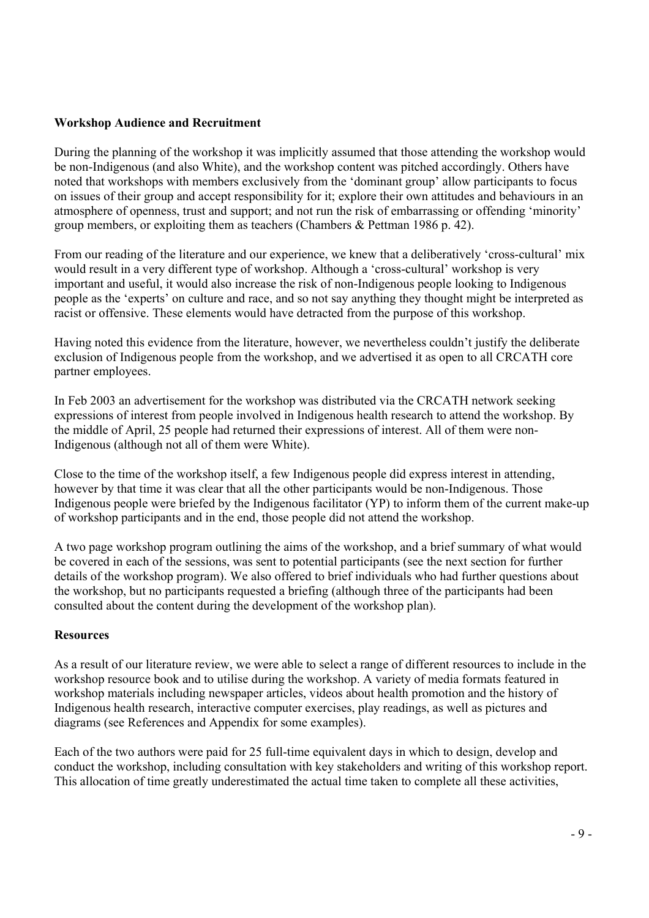**Workshop Audience and Recruitment**

During the planning of the workshop it was implicitly assumed that those attending the workshop would be non-Indigenous (and also White), and the workshop content was pitched accordingly. Others have noted that workshops with members exclusively from the 'dominant group' allow participants to focus on issues of their group and accept responsibility for it; explore their own attitudes and behaviours in an atmosphere of openness, trust and support; and not run the risk of embarrassing or offending 'minority' group members, or exploiting them as teachers (Chambers & Pettman 1986 p. 42).

From our reading of the literature and our experience, we knew that a deliberatively 'cross-cultural' mix would result in a very different type of workshop. Although a 'cross-cultural' workshop is very important and useful, it would also increase the risk of non-Indigenous people looking to Indigenous people as the 'experts' on culture and race, and so not say anything they thought might be interpreted as racist or offensive. These elements would have detracted from the purpose of this workshop.

Having noted this evidence from the literature, however, we nevertheless couldn't justify the deliberate exclusion of Indigenous people from the workshop, and we advertised it as open to all CRCATH core partner employees.

In Feb 2003 an advertisement for the workshop was distributed via the CRCATH network seeking expressions of interest from people involved in Indigenous health research to attend the workshop. By the middle of April, 25 people had returned their expressions of interest. All of them were non-Indigenous (although not all of them were White).

Close to the time of the workshop itself, a few Indigenous people did express interest in attending, however by that time it was clear that all the other participants would be non-Indigenous. Those Indigenous people were briefed by the Indigenous facilitator (YP) to inform them of the current make-up of workshop participants and in the end, those people did not attend the workshop.

A two page workshop program outlining the aims of the workshop, and a brief summary of what would be covered in each of the sessions, was sent to potential participants (see the next section for further details of the workshop program). We also offered to brief individuals who had further questions about the workshop, but no participants requested a briefing (although three of the participants had been consulted about the content during the development of the workshop plan).

**Resources**

As a result of our literature review, we were able to select a range of different resources to include in the workshop resource book and to utilise during the workshop. A variety of media formats featured in workshop materials including newspaper articles, videos about health promotion and the history of Indigenous health research, interactive computer exercises, play readings, as well as pictures and diagrams (see References and Appendix for some examples).

Each of the two authors were paid for 25 full-time equivalent days in which to design, develop and conduct the workshop, including consultation with key stakeholders and writing of this workshop report. This allocation of time greatly underestimated the actual time taken to complete all these activities,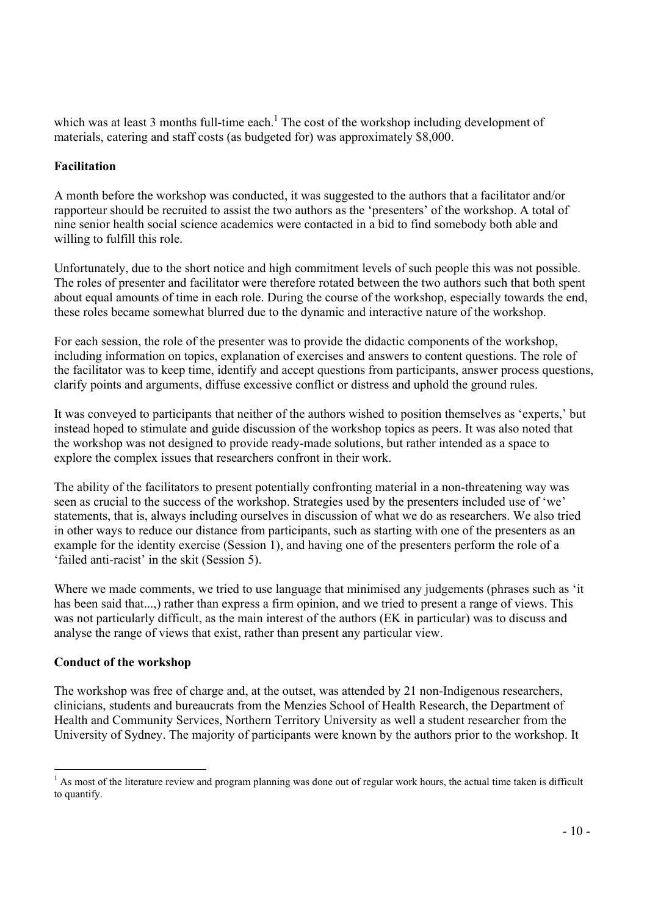which was at least 3 months full-time each.[1] The cost of the workshop including development of materials, catering and staff costs (as budgeted for) was approximately $8,000.

**Facilitation**

A month before the workshop was conducted, it was suggested to the authors that a facilitator and/or rapporteur should be recruited to assist the two authors as the 'presenters' of the workshop. A total of nine senior health social science academics were contacted in a bid to find somebody both able and willing to fulfill this role.

Unfortunately, due to the short notice and high commitment levels of such people this was not possible. The roles of presenter and facilitator were therefore rotated between the two authors such that both spent about equal amounts of time in each role. During the course of the workshop, especially towards the end, these roles became somewhat blurred due to the dynamic and interactive nature of the workshop.

For each session, the role of the presenter was to provide the didactic components of the workshop, including information on topics, explanation of exercises and answers to content questions. The role of the facilitator was to keep time, identify and accept questions from participants, answer process questions, clarify points and arguments, diffuse excessive conflict or distress and uphold the ground rules.

It was conveyed to participants that neither of the authors wished to position themselves as 'experts,' but instead hoped to stimulate and guide discussion of the workshop topics as peers. It was also noted that the workshop was not designed to provide ready-made solutions, but rather intended as a space to explore the complex issues that researchers confront in their work.

The ability of the facilitators to present potentially confronting material in a non-threatening way was seen as crucial to the success of the workshop. Strategies used by the presenters included use of 'we' statements, that is, always including ourselves in discussion of what we do as researchers. We also tried in other ways to reduce our distance from participants, such as starting with one of the presenters as an example for the identity exercise (Session 1), and having one of the presenters perform the role of a 'failed anti-racist' in the skit (Session 5).

Where we made comments, we tried to use language that minimised any judgements (phrases such as 'it has been said that...,) rather than express a firm opinion, and we tried to present a range of views. This was not particularly difficult, as the main interest of the authors (EK in particular) was to discuss and analyse the range of views that exist, rather than present any particular view.

**Conduct of the workshop**

The workshop was free of charge and, at the outset, was attended by 21 non-Indigenous researchers, clinicians, students and bureaucrats from the Menzies School of Health Research, the Department of Health and Community Services, Northern Territory University as well a student researcher from the University of Sydney. The majority of participants were known by the authors prior to the workshop. It

---

[1] As most of the literature review and program planning was done out of regular work hours, the actual time taken is difficult to quantify.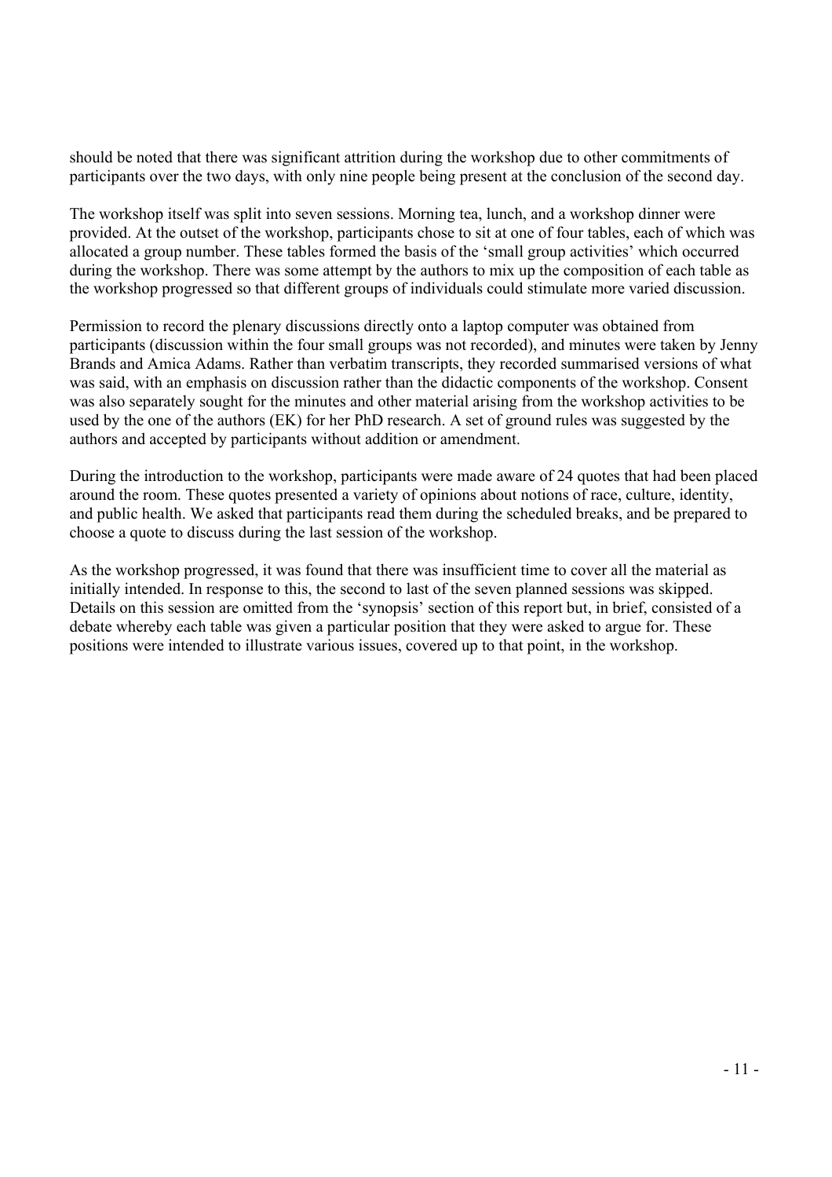should be noted that there was significant attrition during the workshop due to other commitments of participants over the two days, with only nine people being present at the conclusion of the second day.

The workshop itself was split into seven sessions. Morning tea, lunch, and a workshop dinner were provided. At the outset of the workshop, participants chose to sit at one of four tables, each of which was allocated a group number. These tables formed the basis of the 'small group activities' which occurred during the workshop. There was some attempt by the authors to mix up the composition of each table as the workshop progressed so that different groups of individuals could stimulate more varied discussion.

Permission to record the plenary discussions directly onto a laptop computer was obtained from participants (discussion within the four small groups was not recorded), and minutes were taken by Jenny Brands and Amica Adams. Rather than verbatim transcripts, they recorded summarised versions of what was said, with an emphasis on discussion rather than the didactic components of the workshop. Consent was also separately sought for the minutes and other material arising from the workshop activities to be used by the one of the authors (EK) for her PhD research. A set of ground rules was suggested by the authors and accepted by participants without addition or amendment.

During the introduction to the workshop, participants were made aware of 24 quotes that had been placed around the room. These quotes presented a variety of opinions about notions of race, culture, identity, and public health. We asked that participants read them during the scheduled breaks, and be prepared to choose a quote to discuss during the last session of the workshop.

As the workshop progressed, it was found that there was insufficient time to cover all the material as initially intended. In response to this, the second to last of the seven planned sessions was skipped. Details on this session are omitted from the 'synopsis' section of this report but, in brief, consisted of a debate whereby each table was given a particular position that they were asked to argue for. These positions were intended to illustrate various issues, covered up to that point, in the workshop.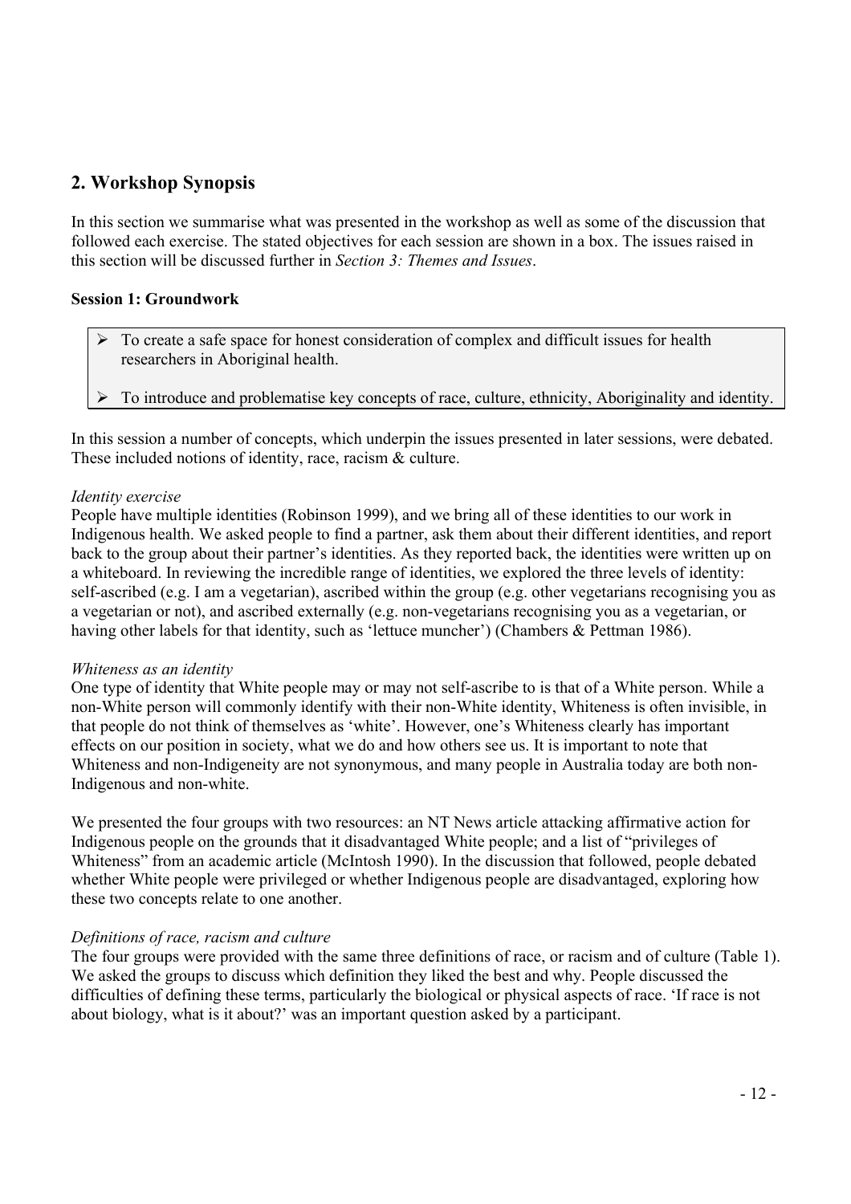## 2. Workshop Synopsis

In this section we summarise what was presented in the workshop as well as some of the discussion that followed each exercise. The stated objectives for each session are shown in a box. The issues raised in this section will be discussed further in *Section 3: Themes and Issues*.

### Session 1: Groundwork

> - To create a safe space for honest consideration of complex and difficult issues for health researchers in Aboriginal health.
> - To introduce and problematise key concepts of race, culture, ethnicity, Aboriginality and identity.

In this session a number of concepts, which underpin the issues presented in later sessions, were debated. These included notions of identity, race, racism & culture.

*Identity exercise*

People have multiple identities (Robinson 1999), and we bring all of these identities to our work in Indigenous health. We asked people to find a partner, ask them about their different identities, and report back to the group about their partner's identities. As they reported back, the identities were written up on a whiteboard. In reviewing the incredible range of identities, we explored the three levels of identity: self-ascribed (e.g. I am a vegetarian), ascribed within the group (e.g. other vegetarians recognising you as a vegetarian or not), and ascribed externally (e.g. non-vegetarians recognising you as a vegetarian, or having other labels for that identity, such as 'lettuce muncher') (Chambers & Pettman 1986).

*Whiteness as an identity*

One type of identity that White people may or may not self-ascribe to is that of a White person. While a non-White person will commonly identify with their non-White identity, Whiteness is often invisible, in that people do not think of themselves as 'white'. However, one's Whiteness clearly has important effects on our position in society, what we do and how others see us. It is important to note that Whiteness and non-Indigeneity are not synonymous, and many people in Australia today are both non-Indigenous and non-white.

We presented the four groups with two resources: an NT News article attacking affirmative action for Indigenous people on the grounds that it disadvantaged White people; and a list of "privileges of Whiteness" from an academic article (McIntosh 1990). In the discussion that followed, people debated whether White people were privileged or whether Indigenous people are disadvantaged, exploring how these two concepts relate to one another.

*Definitions of race, racism and culture*

The four groups were provided with the same three definitions of race, or racism and of culture (Table 1). We asked the groups to discuss which definition they liked the best and why. People discussed the difficulties of defining these terms, particularly the biological or physical aspects of race. 'If race is not about biology, what is it about?' was an important question asked by a participant.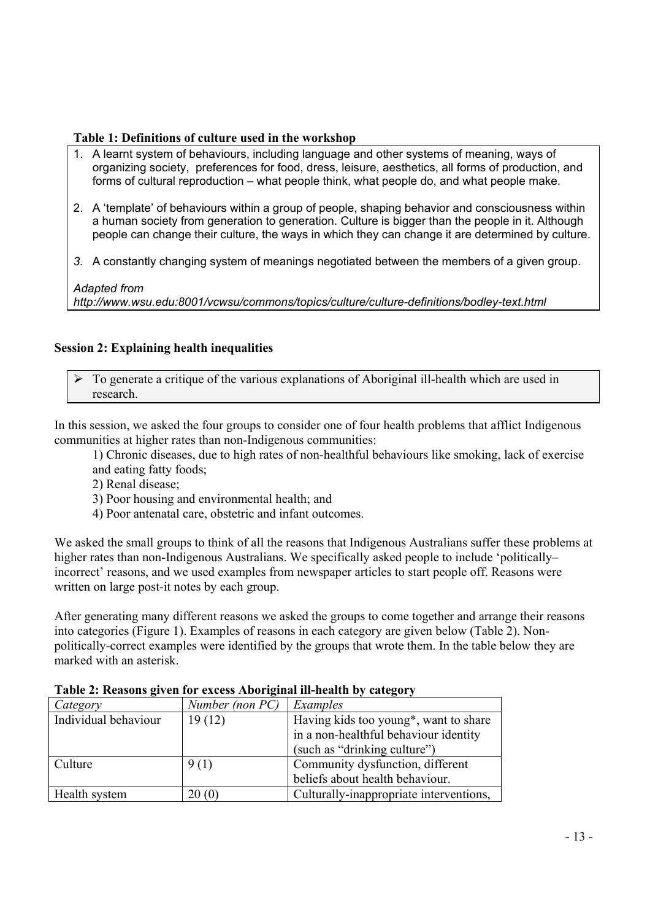**Table 1: Definitions of culture used in the workshop**

1. A learnt system of behaviours, including language and other systems of meaning, ways of organizing society, preferences for food, dress, leisure, aesthetics, all forms of production, and forms of cultural reproduction – what people think, what people do, and what people make.

2. A 'template' of behaviours within a group of people, shaping behavior and consciousness within a human society from generation to generation. Culture is bigger than the people in it. Although people can change their culture, the ways in which they can change it are determined by culture.

3. A constantly changing system of meanings negotiated between the members of a given group.

*Adapted from http://www.wsu.edu:8001/vcwsu/commons/topics/culture/culture-definitions/bodley-text.html*

## Session 2: Explaining health inequalities

- To generate a critique of the various explanations of Aboriginal ill-health which are used in research.

In this session, we asked the four groups to consider one of four health problems that afflict Indigenous communities at higher rates than non-Indigenous communities:

1) Chronic diseases, due to high rates of non-healthful behaviours like smoking, lack of exercise and eating fatty foods;
2) Renal disease;
3) Poor housing and environmental health; and
4) Poor antenatal care, obstetric and infant outcomes.

We asked the small groups to think of all the reasons that Indigenous Australians suffer these problems at higher rates than non-Indigenous Australians. We specifically asked people to include 'politically–incorrect' reasons, and we used examples from newspaper articles to start people off. Reasons were written on large post-it notes by each group.

After generating many different reasons we asked the groups to come together and arrange their reasons into categories (Figure 1). Examples of reasons in each category are given below (Table 2). Non-politically-correct examples were identified by the groups that wrote them. In the table below they are marked with an asterisk.

**Table 2: Reasons given for excess Aboriginal ill-health by category**

| *Category* | *Number (non PC)* | *Examples* |
|---|---|---|
| Individual behaviour | 19 (12) | Having kids too young*, want to share in a non-healthful behaviour identity (such as "drinking culture") |
| Culture | 9 (1) | Community dysfunction, different beliefs about health behaviour. |
| Health system | 20 (0) | Culturally-inappropriate interventions, |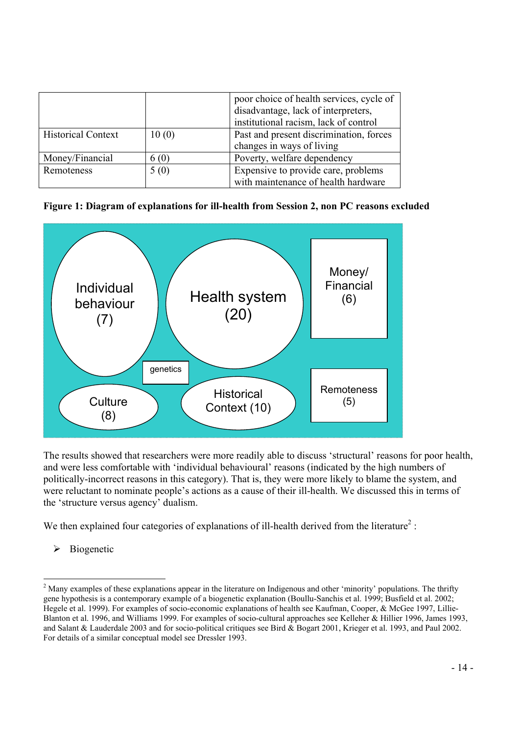| | | poor choice of health services, cycle of disadvantage, lack of interpreters, institutional racism, lack of control |
|---|---|---|
| Historical Context | 10 (0) | Past and present discrimination, forces changes in ways of living |
| Money/Financial | 6 (0) | Poverty, welfare dependency |
| Remoteness | 5 (0) | Expensive to provide care, problems with maintenance of health hardware |

**Figure 1: Diagram of explanations for ill-health from Session 2, non PC reasons excluded**

Individual behaviour (7)

Health system (20)

Money/ Financial (6)

genetics

Culture (8)

Historical Context (10)

Remoteness (5)

The results showed that researchers were more readily able to discuss 'structural' reasons for poor health, and were less comfortable with 'individual behavioural' reasons (indicated by the high numbers of politically-incorrect reasons in this category). That is, they were more likely to blame the system, and were reluctant to nominate people's actions as a cause of their ill-health. We discussed this in terms of the 'structure versus agency' dualism.

We then explained four categories of explanations of ill-health derived from the literature[2] :

- Biogenetic

[2] Many examples of these explanations appear in the literature on Indigenous and other 'minority' populations. The thrifty gene hypothesis is a contemporary example of a biogenetic explanation (Boullu-Sanchis et al. 1999; Busfield et al. 2002; Hegele et al. 1999). For examples of socio-economic explanations of health see Kaufman, Cooper, & McGee 1997, Lillie-Blanton et al. 1996, and Williams 1999. For examples of socio-cultural approaches see Kelleher & Hillier 1996, James 1993, and Salant & Lauderdale 2003 and for socio-political critiques see Bird & Bogart 2001, Krieger et al. 1993, and Paul 2002. For details of a similar conceptual model see Dressler 1993.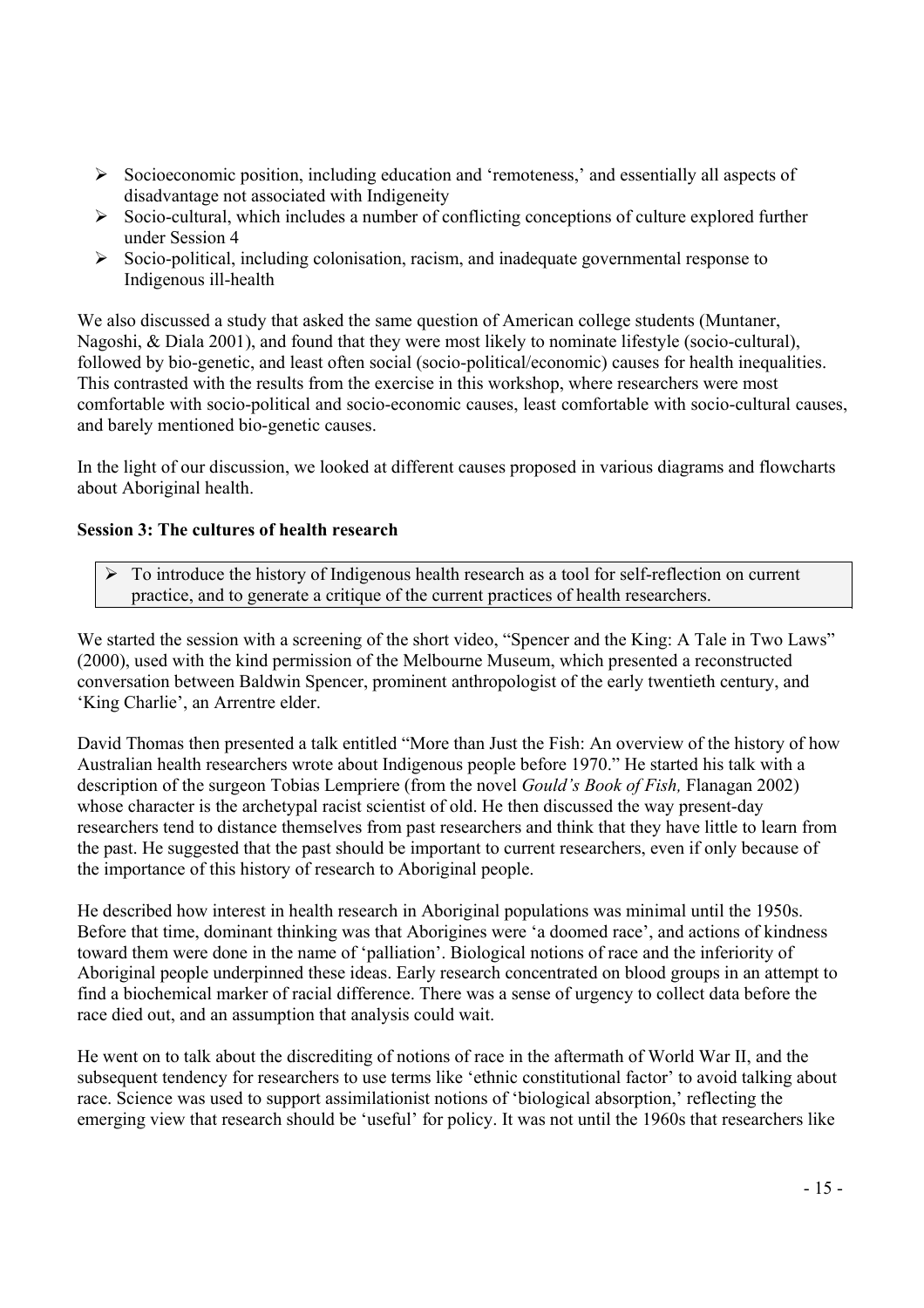- Socioeconomic position, including education and 'remoteness,' and essentially all aspects of disadvantage not associated with Indigeneity
- Socio-cultural, which includes a number of conflicting conceptions of culture explored further under Session 4
- Socio-political, including colonisation, racism, and inadequate governmental response to Indigenous ill-health

We also discussed a study that asked the same question of American college students (Muntaner, Nagoshi, & Diala 2001), and found that they were most likely to nominate lifestyle (socio-cultural), followed by bio-genetic, and least often social (socio-political/economic) causes for health inequalities. This contrasted with the results from the exercise in this workshop, where researchers were most comfortable with socio-political and socio-economic causes, least comfortable with socio-cultural causes, and barely mentioned bio-genetic causes.

In the light of our discussion, we looked at different causes proposed in various diagrams and flowcharts about Aboriginal health.

**Session 3: The cultures of health research**

- To introduce the history of Indigenous health research as a tool for self-reflection on current practice, and to generate a critique of the current practices of health researchers.

We started the session with a screening of the short video, "Spencer and the King: A Tale in Two Laws" (2000), used with the kind permission of the Melbourne Museum, which presented a reconstructed conversation between Baldwin Spencer, prominent anthropologist of the early twentieth century, and 'King Charlie', an Arrentre elder.

David Thomas then presented a talk entitled "More than Just the Fish: An overview of the history of how Australian health researchers wrote about Indigenous people before 1970." He started his talk with a description of the surgeon Tobias Lempriere (from the novel *Gould's Book of Fish,* Flanagan 2002) whose character is the archetypal racist scientist of old. He then discussed the way present-day researchers tend to distance themselves from past researchers and think that they have little to learn from the past. He suggested that the past should be important to current researchers, even if only because of the importance of this history of research to Aboriginal people.

He described how interest in health research in Aboriginal populations was minimal until the 1950s. Before that time, dominant thinking was that Aborigines were 'a doomed race', and actions of kindness toward them were done in the name of 'palliation'. Biological notions of race and the inferiority of Aboriginal people underpinned these ideas. Early research concentrated on blood groups in an attempt to find a biochemical marker of racial difference. There was a sense of urgency to collect data before the race died out, and an assumption that analysis could wait.

He went on to talk about the discrediting of notions of race in the aftermath of World War II, and the subsequent tendency for researchers to use terms like 'ethnic constitutional factor' to avoid talking about race. Science was used to support assimilationist notions of 'biological absorption,' reflecting the emerging view that research should be 'useful' for policy. It was not until the 1960s that researchers like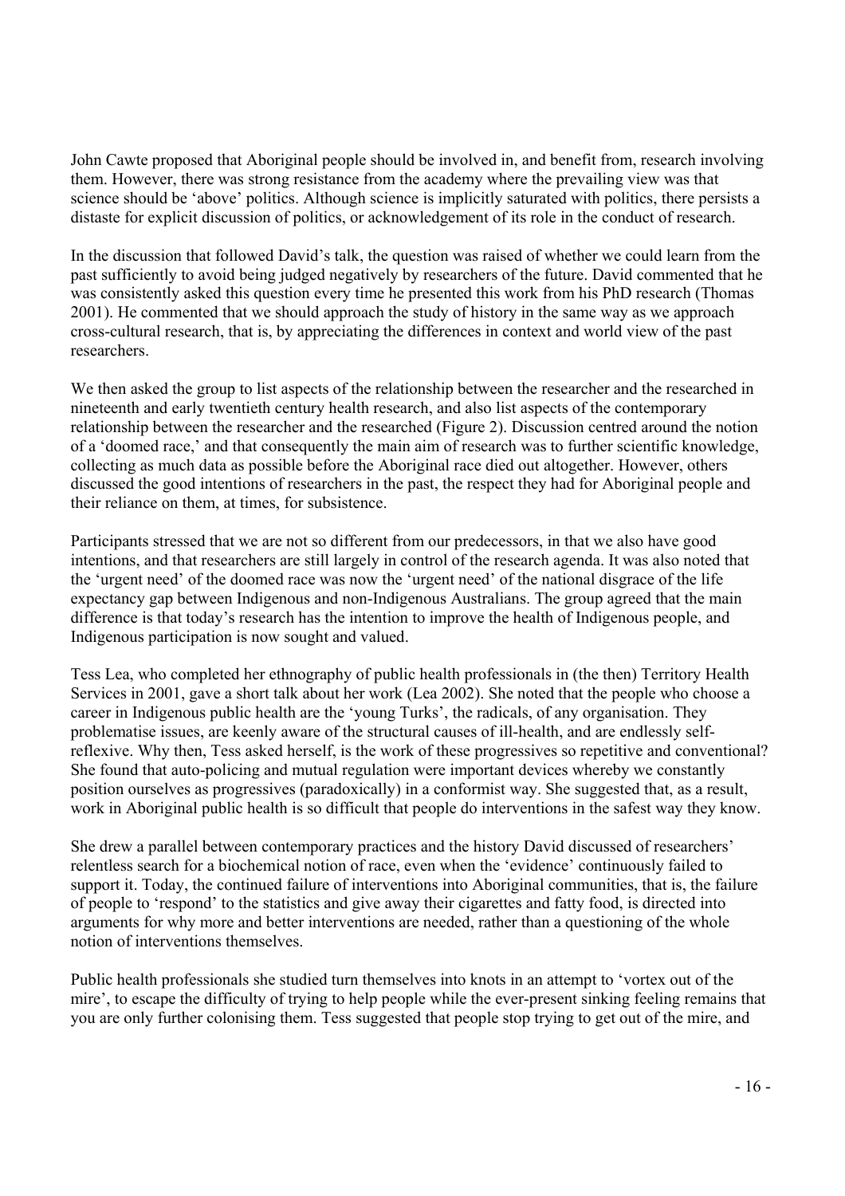John Cawte proposed that Aboriginal people should be involved in, and benefit from, research involving them. However, there was strong resistance from the academy where the prevailing view was that science should be 'above' politics. Although science is implicitly saturated with politics, there persists a distaste for explicit discussion of politics, or acknowledgement of its role in the conduct of research.

In the discussion that followed David's talk, the question was raised of whether we could learn from the past sufficiently to avoid being judged negatively by researchers of the future. David commented that he was consistently asked this question every time he presented this work from his PhD research (Thomas 2001). He commented that we should approach the study of history in the same way as we approach cross-cultural research, that is, by appreciating the differences in context and world view of the past researchers.

We then asked the group to list aspects of the relationship between the researcher and the researched in nineteenth and early twentieth century health research, and also list aspects of the contemporary relationship between the researcher and the researched (Figure 2). Discussion centred around the notion of a 'doomed race,' and that consequently the main aim of research was to further scientific knowledge, collecting as much data as possible before the Aboriginal race died out altogether. However, others discussed the good intentions of researchers in the past, the respect they had for Aboriginal people and their reliance on them, at times, for subsistence.

Participants stressed that we are not so different from our predecessors, in that we also have good intentions, and that researchers are still largely in control of the research agenda. It was also noted that the 'urgent need' of the doomed race was now the 'urgent need' of the national disgrace of the life expectancy gap between Indigenous and non-Indigenous Australians. The group agreed that the main difference is that today's research has the intention to improve the health of Indigenous people, and Indigenous participation is now sought and valued.

Tess Lea, who completed her ethnography of public health professionals in (the then) Territory Health Services in 2001, gave a short talk about her work (Lea 2002). She noted that the people who choose a career in Indigenous public health are the 'young Turks', the radicals, of any organisation. They problematise issues, are keenly aware of the structural causes of ill-health, and are endlessly self-reflexive. Why then, Tess asked herself, is the work of these progressives so repetitive and conventional? She found that auto-policing and mutual regulation were important devices whereby we constantly position ourselves as progressives (paradoxically) in a conformist way. She suggested that, as a result, work in Aboriginal public health is so difficult that people do interventions in the safest way they know.

She drew a parallel between contemporary practices and the history David discussed of researchers' relentless search for a biochemical notion of race, even when the 'evidence' continuously failed to support it. Today, the continued failure of interventions into Aboriginal communities, that is, the failure of people to 'respond' to the statistics and give away their cigarettes and fatty food, is directed into arguments for why more and better interventions are needed, rather than a questioning of the whole notion of interventions themselves.

Public health professionals she studied turn themselves into knots in an attempt to 'vortex out of the mire', to escape the difficulty of trying to help people while the ever-present sinking feeling remains that you are only further colonising them. Tess suggested that people stop trying to get out of the mire, and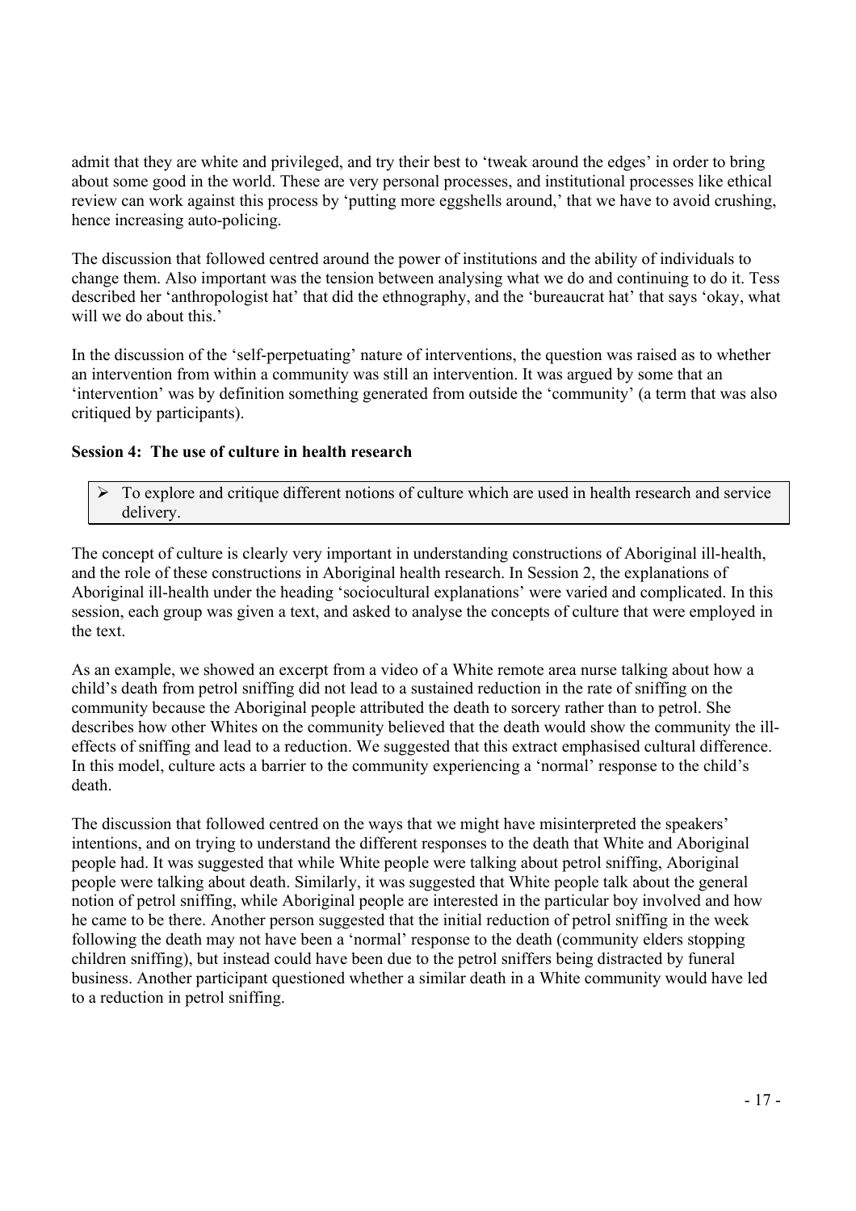admit that they are white and privileged, and try their best to 'tweak around the edges' in order to bring about some good in the world. These are very personal processes, and institutional processes like ethical review can work against this process by 'putting more eggshells around,' that we have to avoid crushing, hence increasing auto-policing.

The discussion that followed centred around the power of institutions and the ability of individuals to change them. Also important was the tension between analysing what we do and continuing to do it. Tess described her 'anthropologist hat' that did the ethnography, and the 'bureaucrat hat' that says 'okay, what will we do about this.'

In the discussion of the 'self-perpetuating' nature of interventions, the question was raised as to whether an intervention from within a community was still an intervention. It was argued by some that an 'intervention' was by definition something generated from outside the 'community' (a term that was also critiqued by participants).

### Session 4: The use of culture in health research

> - To explore and critique different notions of culture which are used in health research and service delivery.

The concept of culture is clearly very important in understanding constructions of Aboriginal ill-health, and the role of these constructions in Aboriginal health research. In Session 2, the explanations of Aboriginal ill-health under the heading 'sociocultural explanations' were varied and complicated. In this session, each group was given a text, and asked to analyse the concepts of culture that were employed in the text.

As an example, we showed an excerpt from a video of a White remote area nurse talking about how a child's death from petrol sniffing did not lead to a sustained reduction in the rate of sniffing on the community because the Aboriginal people attributed the death to sorcery rather than to petrol. She describes how other Whites on the community believed that the death would show the community the ill-effects of sniffing and lead to a reduction. We suggested that this extract emphasised cultural difference. In this model, culture acts a barrier to the community experiencing a 'normal' response to the child's death.

The discussion that followed centred on the ways that we might have misinterpreted the speakers' intentions, and on trying to understand the different responses to the death that White and Aboriginal people had. It was suggested that while White people were talking about petrol sniffing, Aboriginal people were talking about death. Similarly, it was suggested that White people talk about the general notion of petrol sniffing, while Aboriginal people are interested in the particular boy involved and how he came to be there. Another person suggested that the initial reduction of petrol sniffing in the week following the death may not have been a 'normal' response to the death (community elders stopping children sniffing), but instead could have been due to the petrol sniffers being distracted by funeral business. Another participant questioned whether a similar death in a White community would have led to a reduction in petrol sniffing.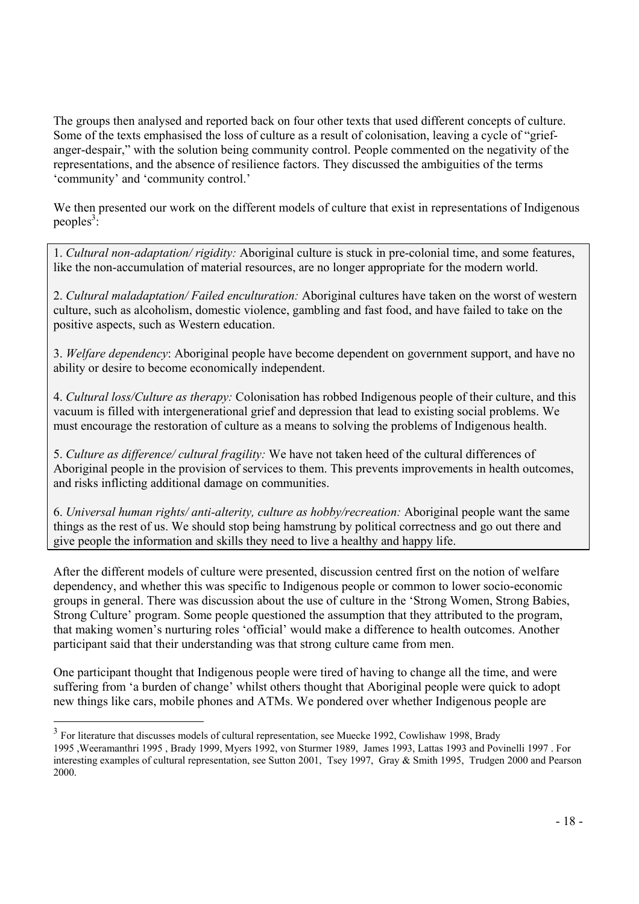The groups then analysed and reported back on four other texts that used different concepts of culture. Some of the texts emphasised the loss of culture as a result of colonisation, leaving a cycle of "grief-anger-despair," with the solution being community control. People commented on the negativity of the representations, and the absence of resilience factors. They discussed the ambiguities of the terms 'community' and 'community control.'

We then presented our work on the different models of culture that exist in representations of Indigenous peoples[3]:

> 1. *Cultural non-adaptation/ rigidity:* Aboriginal culture is stuck in pre-colonial time, and some features, like the non-accumulation of material resources, are no longer appropriate for the modern world.
>
> 2. *Cultural maladaptation/ Failed enculturation:* Aboriginal cultures have taken on the worst of western culture, such as alcoholism, domestic violence, gambling and fast food, and have failed to take on the positive aspects, such as Western education.
>
> 3. *Welfare dependency*: Aboriginal people have become dependent on government support, and have no ability or desire to become economically independent.
>
> 4. *Cultural loss/Culture as therapy:* Colonisation has robbed Indigenous people of their culture, and this vacuum is filled with intergenerational grief and depression that lead to existing social problems. We must encourage the restoration of culture as a means to solving the problems of Indigenous health.
>
> 5. *Culture as difference/ cultural fragility:* We have not taken heed of the cultural differences of Aboriginal people in the provision of services to them. This prevents improvements in health outcomes, and risks inflicting additional damage on communities.
>
> 6. *Universal human rights/ anti-alterity, culture as hobby/recreation:* Aboriginal people want the same things as the rest of us. We should stop being hamstrung by political correctness and go out there and give people the information and skills they need to live a healthy and happy life.

After the different models of culture were presented, discussion centred first on the notion of welfare dependency, and whether this was specific to Indigenous people or common to lower socio-economic groups in general. There was discussion about the use of culture in the 'Strong Women, Strong Babies, Strong Culture' program. Some people questioned the assumption that they attributed to the program, that making women's nurturing roles 'official' would make a difference to health outcomes. Another participant said that their understanding was that strong culture came from men.

One participant thought that Indigenous people were tired of having to change all the time, and were suffering from 'a burden of change' whilst others thought that Aboriginal people were quick to adopt new things like cars, mobile phones and ATMs. We pondered over whether Indigenous people are

---

[3] For literature that discusses models of cultural representation, see Muecke 1992, Cowlishaw 1998, Brady 1995 ,Weeramanthri 1995 , Brady 1999, Myers 1992, von Sturmer 1989, James 1993, Lattas 1993 and Povinelli 1997 . For interesting examples of cultural representation, see Sutton 2001, Tsey 1997, Gray & Smith 1995, Trudgen 2000 and Pearson 2000.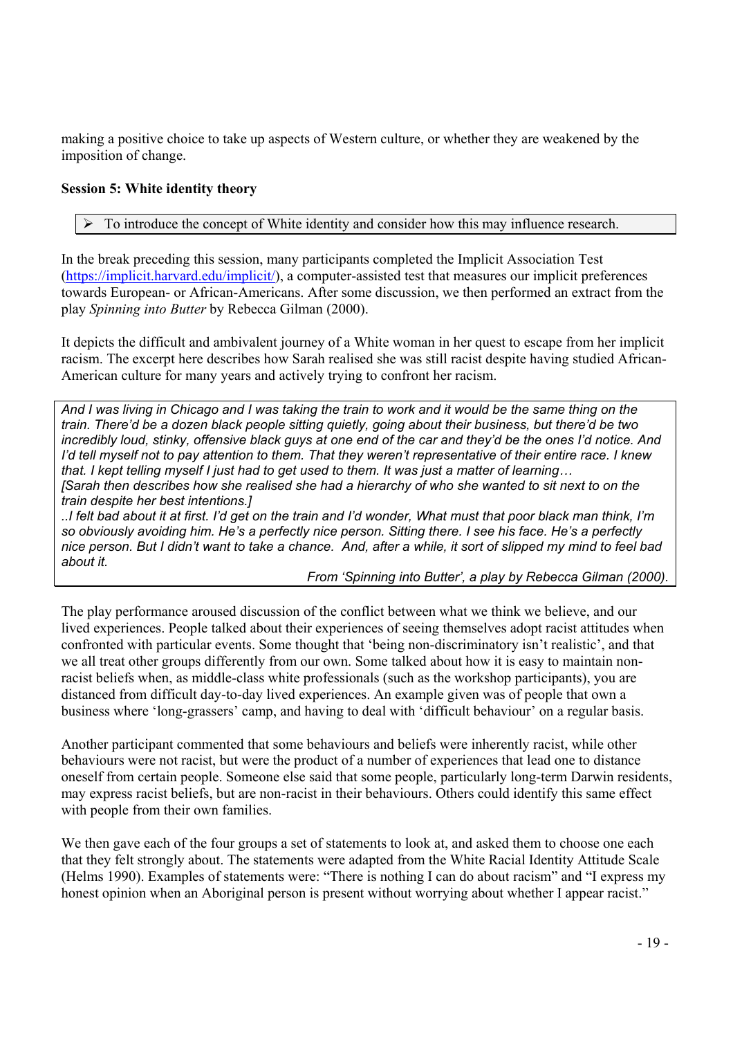making a positive choice to take up aspects of Western culture, or whether they are weakened by the imposition of change.

**Session 5: White identity theory**

> ➢ To introduce the concept of White identity and consider how this may influence research.

In the break preceding this session, many participants completed the Implicit Association Test (https://implicit.harvard.edu/implicit/), a computer-assisted test that measures our implicit preferences towards European- or African-Americans. After some discussion, we then performed an extract from the play *Spinning into Butter* by Rebecca Gilman (2000).

It depicts the difficult and ambivalent journey of a White woman in her quest to escape from her implicit racism. The excerpt here describes how Sarah realised she was still racist despite having studied African-American culture for many years and actively trying to confront her racism.

> *And I was living in Chicago and I was taking the train to work and it would be the same thing on the train. There'd be a dozen black people sitting quietly, going about their business, but there'd be two incredibly loud, stinky, offensive black guys at one end of the car and they'd be the ones I'd notice. And I'd tell myself not to pay attention to them. That they weren't representative of their entire race. I knew that. I kept telling myself I just had to get used to them. It was just a matter of learning…*
> *[Sarah then describes how she realised she had a hierarchy of who she wanted to sit next to on the train despite her best intentions.]*
> *..I felt bad about it at first. I'd get on the train and I'd wonder, What must that poor black man think, I'm so obviously avoiding him. He's a perfectly nice person. Sitting there. I see his face. He's a perfectly nice person. But I didn't want to take a chance. And, after a while, it sort of slipped my mind to feel bad about it.*
>
> *From 'Spinning into Butter', a play by Rebecca Gilman (2000).*

The play performance aroused discussion of the conflict between what we think we believe, and our lived experiences. People talked about their experiences of seeing themselves adopt racist attitudes when confronted with particular events. Some thought that 'being non-discriminatory isn't realistic', and that we all treat other groups differently from our own. Some talked about how it is easy to maintain non-racist beliefs when, as middle-class white professionals (such as the workshop participants), you are distanced from difficult day-to-day lived experiences. An example given was of people that own a business where 'long-grassers' camp, and having to deal with 'difficult behaviour' on a regular basis.

Another participant commented that some behaviours and beliefs were inherently racist, while other behaviours were not racist, but were the product of a number of experiences that lead one to distance oneself from certain people. Someone else said that some people, particularly long-term Darwin residents, may express racist beliefs, but are non-racist in their behaviours. Others could identify this same effect with people from their own families.

We then gave each of the four groups a set of statements to look at, and asked them to choose one each that they felt strongly about. The statements were adapted from the White Racial Identity Attitude Scale (Helms 1990). Examples of statements were: "There is nothing I can do about racism" and "I express my honest opinion when an Aboriginal person is present without worrying about whether I appear racist."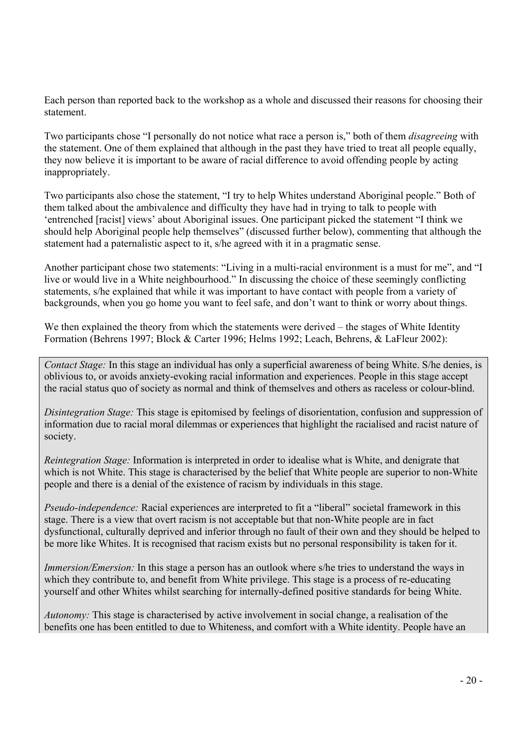Each person than reported back to the workshop as a whole and discussed their reasons for choosing their statement.

Two participants chose "I personally do not notice what race a person is," both of them *disagreeing* with the statement. One of them explained that although in the past they have tried to treat all people equally, they now believe it is important to be aware of racial difference to avoid offending people by acting inappropriately.

Two participants also chose the statement, "I try to help Whites understand Aboriginal people." Both of them talked about the ambivalence and difficulty they have had in trying to talk to people with 'entrenched [racist] views' about Aboriginal issues. One participant picked the statement "I think we should help Aboriginal people help themselves" (discussed further below), commenting that although the statement had a paternalistic aspect to it, s/he agreed with it in a pragmatic sense.

Another participant chose two statements: "Living in a multi-racial environment is a must for me", and "I live or would live in a White neighbourhood." In discussing the choice of these seemingly conflicting statements, s/he explained that while it was important to have contact with people from a variety of backgrounds, when you go home you want to feel safe, and don't want to think or worry about things.

We then explained the theory from which the statements were derived – the stages of White Identity Formation (Behrens 1997; Block & Carter 1996; Helms 1992; Leach, Behrens, & LaFleur 2002):

*Contact Stage:* In this stage an individual has only a superficial awareness of being White. S/he denies, is oblivious to, or avoids anxiety-evoking racial information and experiences. People in this stage accept the racial status quo of society as normal and think of themselves and others as raceless or colour-blind.

*Disintegration Stage:* This stage is epitomised by feelings of disorientation, confusion and suppression of information due to racial moral dilemmas or experiences that highlight the racialised and racist nature of society.

*Reintegration Stage:* Information is interpreted in order to idealise what is White, and denigrate that which is not White. This stage is characterised by the belief that White people are superior to non-White people and there is a denial of the existence of racism by individuals in this stage.

*Pseudo-independence:* Racial experiences are interpreted to fit a "liberal" societal framework in this stage. There is a view that overt racism is not acceptable but that non-White people are in fact dysfunctional, culturally deprived and inferior through no fault of their own and they should be helped to be more like Whites. It is recognised that racism exists but no personal responsibility is taken for it.

*Immersion/Emersion:* In this stage a person has an outlook where s/he tries to understand the ways in which they contribute to, and benefit from White privilege. This stage is a process of re-educating yourself and other Whites whilst searching for internally-defined positive standards for being White.

*Autonomy:* This stage is characterised by active involvement in social change, a realisation of the benefits one has been entitled to due to Whiteness, and comfort with a White identity. People have an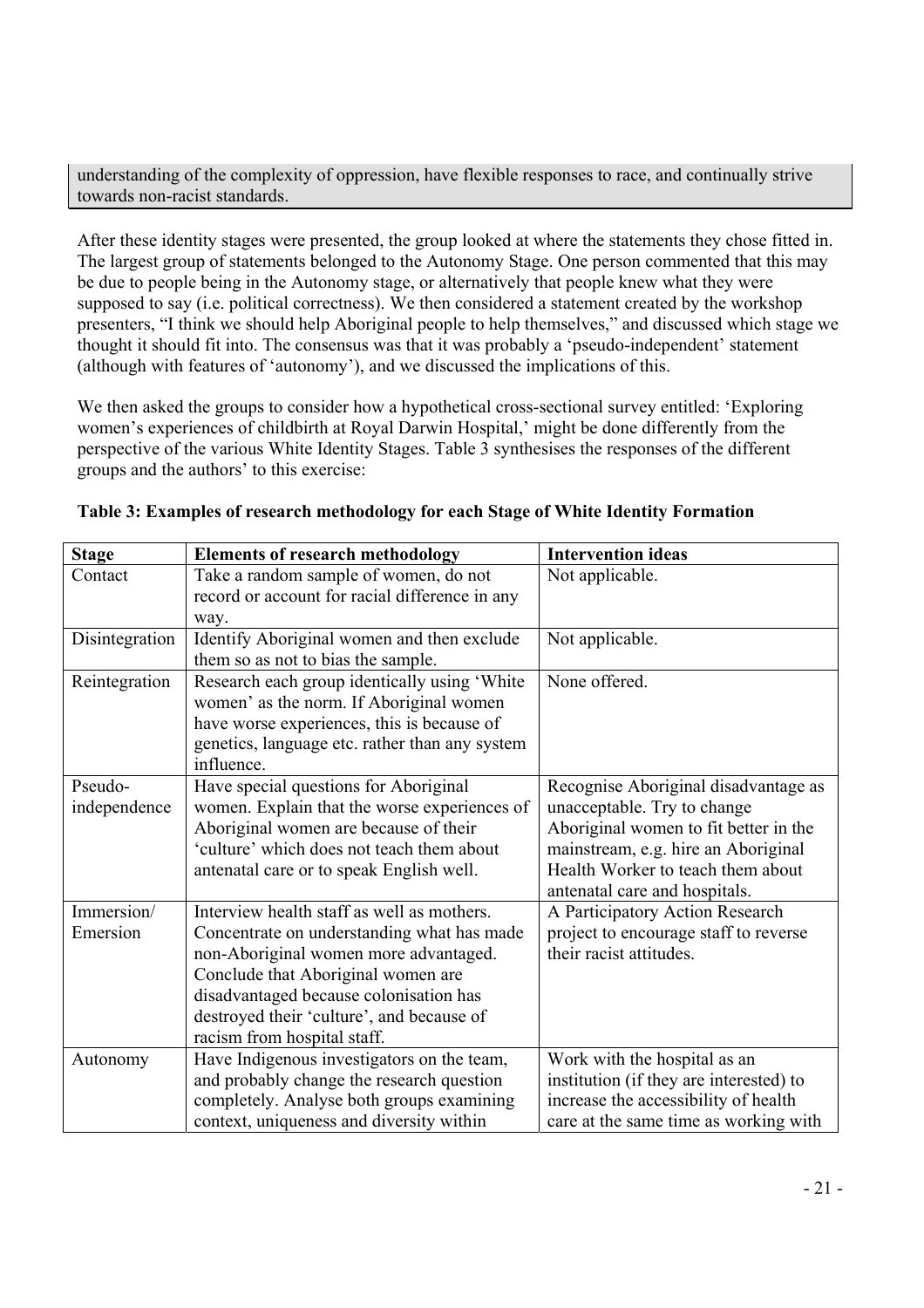understanding of the complexity of oppression, have flexible responses to race, and continually strive towards non-racist standards.

After these identity stages were presented, the group looked at where the statements they chose fitted in. The largest group of statements belonged to the Autonomy Stage. One person commented that this may be due to people being in the Autonomy stage, or alternatively that people knew what they were supposed to say (i.e. political correctness). We then considered a statement created by the workshop presenters, "I think we should help Aboriginal people to help themselves," and discussed which stage we thought it should fit into. The consensus was that it was probably a 'pseudo-independent' statement (although with features of 'autonomy'), and we discussed the implications of this.

We then asked the groups to consider how a hypothetical cross-sectional survey entitled: 'Exploring women's experiences of childbirth at Royal Darwin Hospital,' might be done differently from the perspective of the various White Identity Stages. Table 3 synthesises the responses of the different groups and the authors' to this exercise:

**Table 3: Examples of research methodology for each Stage of White Identity Formation**

| Stage | Elements of research methodology | Intervention ideas |
|---|---|---|
| Contact | Take a random sample of women, do not record or account for racial difference in any way. | Not applicable. |
| Disintegration | Identify Aboriginal women and then exclude them so as not to bias the sample. | Not applicable. |
| Reintegration | Research each group identically using 'White women' as the norm. If Aboriginal women have worse experiences, this is because of genetics, language etc. rather than any system influence. | None offered. |
| Pseudo-independence | Have special questions for Aboriginal women. Explain that the worse experiences of Aboriginal women are because of their 'culture' which does not teach them about antenatal care or to speak English well. | Recognise Aboriginal disadvantage as unacceptable. Try to change Aboriginal women to fit better in the mainstream, e.g. hire an Aboriginal Health Worker to teach them about antenatal care and hospitals. |
| Immersion/ Emersion | Interview health staff as well as mothers. Concentrate on understanding what has made non-Aboriginal women more advantaged. Conclude that Aboriginal women are disadvantaged because colonisation has destroyed their 'culture', and because of racism from hospital staff. | A Participatory Action Research project to encourage staff to reverse their racist attitudes. |
| Autonomy | Have Indigenous investigators on the team, and probably change the research question completely. Analyse both groups examining context, uniqueness and diversity within | Work with the hospital as an institution (if they are interested) to increase the accessibility of health care at the same time as working with |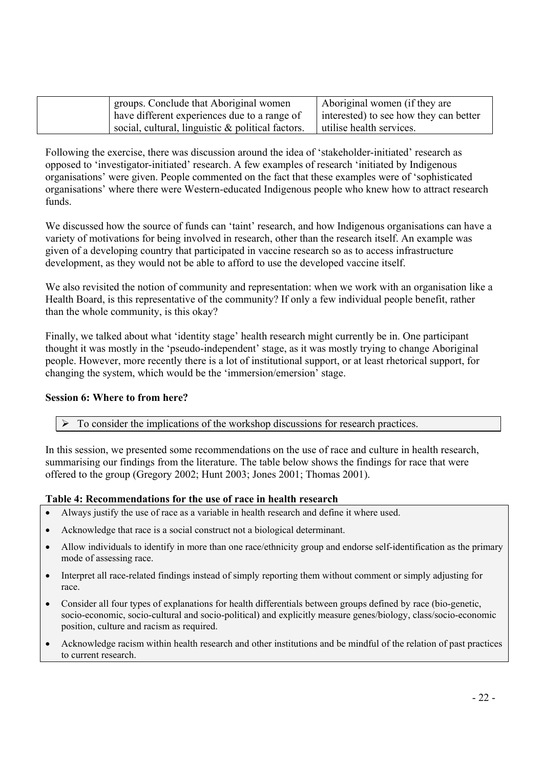|  | groups. Conclude that Aboriginal women have different experiences due to a range of social, cultural, linguistic & political factors. | Aboriginal women (if they are interested) to see how they can better utilise health services. |
|---|---|---|

Following the exercise, there was discussion around the idea of 'stakeholder-initiated' research as opposed to 'investigator-initiated' research. A few examples of research 'initiated by Indigenous organisations' were given. People commented on the fact that these examples were of 'sophisticated organisations' where there were Western-educated Indigenous people who knew how to attract research funds.

We discussed how the source of funds can 'taint' research, and how Indigenous organisations can have a variety of motivations for being involved in research, other than the research itself. An example was given of a developing country that participated in vaccine research so as to access infrastructure development, as they would not be able to afford to use the developed vaccine itself.

We also revisited the notion of community and representation: when we work with an organisation like a Health Board, is this representative of the community? If only a few individual people benefit, rather than the whole community, is this okay?

Finally, we talked about what 'identity stage' health research might currently be in. One participant thought it was mostly in the 'pseudo-independent' stage, as it was mostly trying to change Aboriginal people. However, more recently there is a lot of institutional support, or at least rhetorical support, for changing the system, which would be the 'immersion/emersion' stage.

### Session 6: Where to from here?

- To consider the implications of the workshop discussions for research practices.

In this session, we presented some recommendations on the use of race and culture in health research, summarising our findings from the literature. The table below shows the findings for race that were offered to the group (Gregory 2002; Hunt 2003; Jones 2001; Thomas 2001).

**Table 4: Recommendations for the use of race in health research**

- Always justify the use of race as a variable in health research and define it where used.
- Acknowledge that race is a social construct not a biological determinant.
- Allow individuals to identify in more than one race/ethnicity group and endorse self-identification as the primary mode of assessing race.
- Interpret all race-related findings instead of simply reporting them without comment or simply adjusting for race.
- Consider all four types of explanations for health differentials between groups defined by race (bio-genetic, socio-economic, socio-cultural and socio-political) and explicitly measure genes/biology, class/socio-economic position, culture and racism as required.
- Acknowledge racism within health research and other institutions and be mindful of the relation of past practices to current research.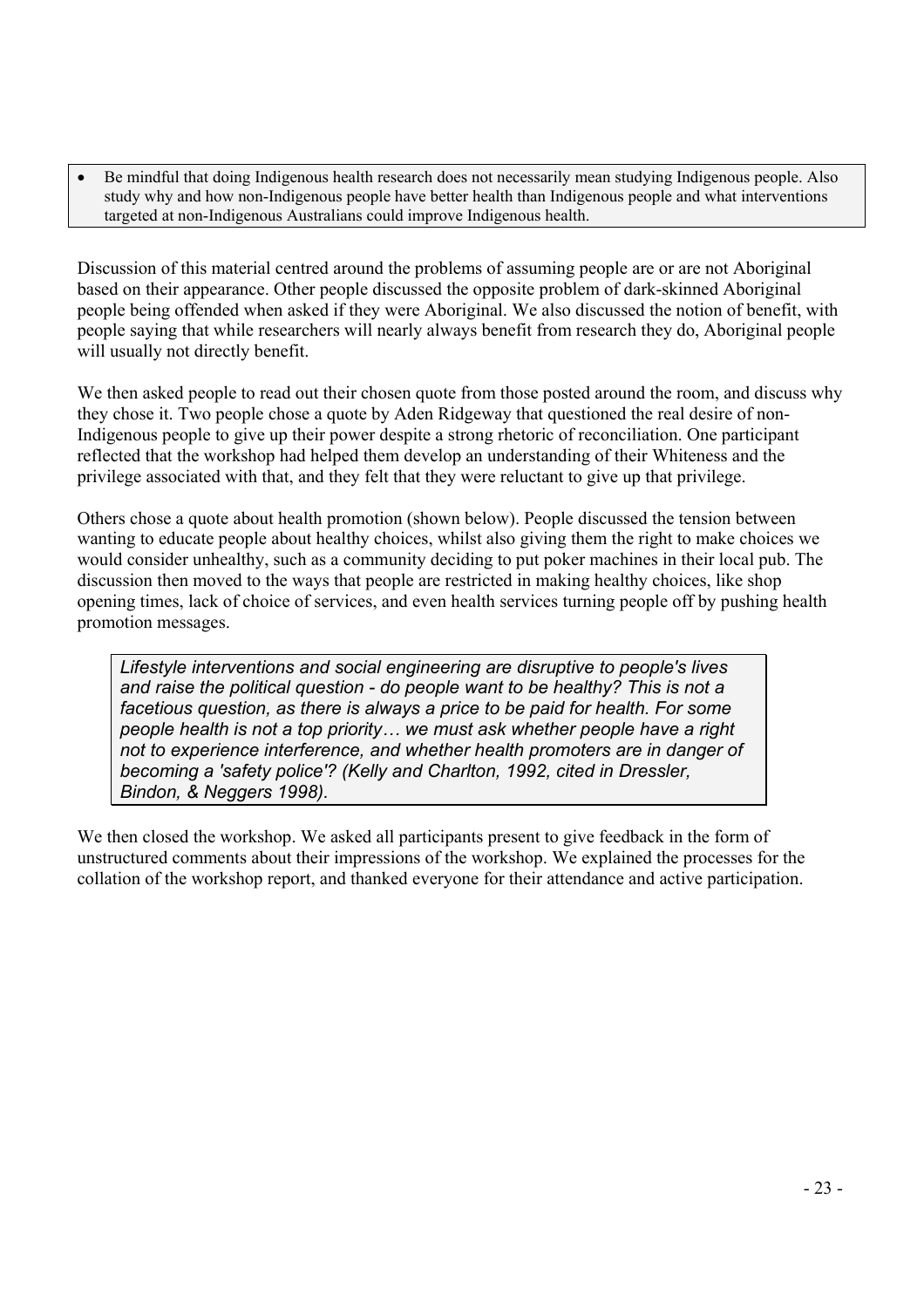- Be mindful that doing Indigenous health research does not necessarily mean studying Indigenous people. Also study why and how non-Indigenous people have better health than Indigenous people and what interventions targeted at non-Indigenous Australians could improve Indigenous health.

Discussion of this material centred around the problems of assuming people are or are not Aboriginal based on their appearance. Other people discussed the opposite problem of dark-skinned Aboriginal people being offended when asked if they were Aboriginal. We also discussed the notion of benefit, with people saying that while researchers will nearly always benefit from research they do, Aboriginal people will usually not directly benefit.

We then asked people to read out their chosen quote from those posted around the room, and discuss why they chose it. Two people chose a quote by Aden Ridgeway that questioned the real desire of non-Indigenous people to give up their power despite a strong rhetoric of reconciliation. One participant reflected that the workshop had helped them develop an understanding of their Whiteness and the privilege associated with that, and they felt that they were reluctant to give up that privilege.

Others chose a quote about health promotion (shown below). People discussed the tension between wanting to educate people about healthy choices, whilst also giving them the right to make choices we would consider unhealthy, such as a community deciding to put poker machines in their local pub. The discussion then moved to the ways that people are restricted in making healthy choices, like shop opening times, lack of choice of services, and even health services turning people off by pushing health promotion messages.

> *Lifestyle interventions and social engineering are disruptive to people's lives and raise the political question - do people want to be healthy? This is not a facetious question, as there is always a price to be paid for health. For some people health is not a top priority… we must ask whether people have a right not to experience interference, and whether health promoters are in danger of becoming a 'safety police'? (Kelly and Charlton, 1992, cited in Dressler, Bindon, & Neggers 1998).*

We then closed the workshop. We asked all participants present to give feedback in the form of unstructured comments about their impressions of the workshop. We explained the processes for the collation of the workshop report, and thanked everyone for their attendance and active participation.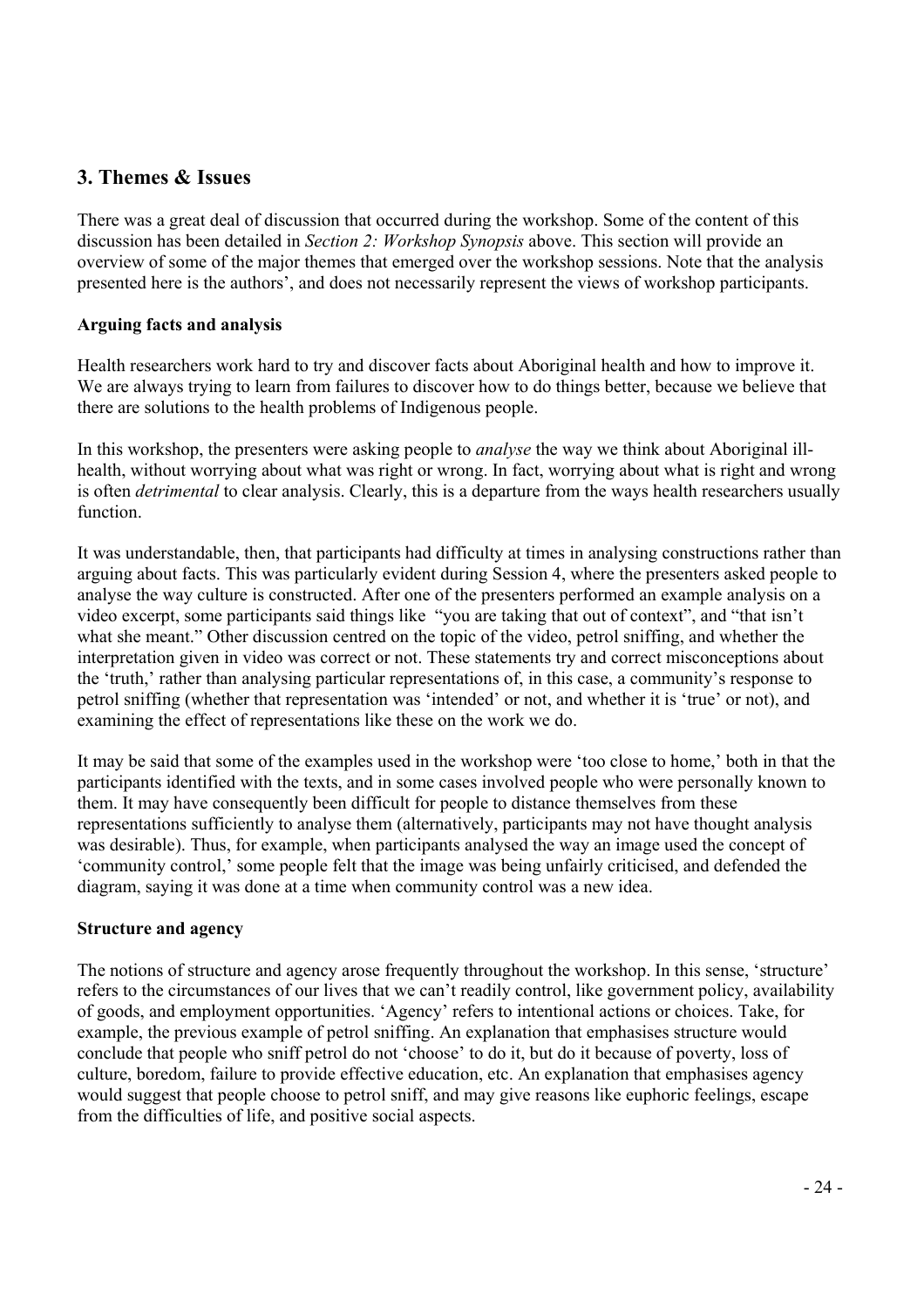## 3. Themes & Issues

There was a great deal of discussion that occurred during the workshop. Some of the content of this discussion has been detailed in *Section 2: Workshop Synopsis* above. This section will provide an overview of some of the major themes that emerged over the workshop sessions. Note that the analysis presented here is the authors', and does not necessarily represent the views of workshop participants.

### Arguing facts and analysis

Health researchers work hard to try and discover facts about Aboriginal health and how to improve it. We are always trying to learn from failures to discover how to do things better, because we believe that there are solutions to the health problems of Indigenous people.

In this workshop, the presenters were asking people to *analyse* the way we think about Aboriginal ill-health, without worrying about what was right or wrong. In fact, worrying about what is right and wrong is often *detrimental* to clear analysis. Clearly, this is a departure from the ways health researchers usually function.

It was understandable, then, that participants had difficulty at times in analysing constructions rather than arguing about facts. This was particularly evident during Session 4, where the presenters asked people to analyse the way culture is constructed. After one of the presenters performed an example analysis on a video excerpt, some participants said things like "you are taking that out of context", and "that isn't what she meant." Other discussion centred on the topic of the video, petrol sniffing, and whether the interpretation given in video was correct or not. These statements try and correct misconceptions about the 'truth,' rather than analysing particular representations of, in this case, a community's response to petrol sniffing (whether that representation was 'intended' or not, and whether it is 'true' or not), and examining the effect of representations like these on the work we do.

It may be said that some of the examples used in the workshop were 'too close to home,' both in that the participants identified with the texts, and in some cases involved people who were personally known to them. It may have consequently been difficult for people to distance themselves from these representations sufficiently to analyse them (alternatively, participants may not have thought analysis was desirable). Thus, for example, when participants analysed the way an image used the concept of 'community control,' some people felt that the image was being unfairly criticised, and defended the diagram, saying it was done at a time when community control was a new idea.

### Structure and agency

The notions of structure and agency arose frequently throughout the workshop. In this sense, 'structure' refers to the circumstances of our lives that we can't readily control, like government policy, availability of goods, and employment opportunities. 'Agency' refers to intentional actions or choices. Take, for example, the previous example of petrol sniffing. An explanation that emphasises structure would conclude that people who sniff petrol do not 'choose' to do it, but do it because of poverty, loss of culture, boredom, failure to provide effective education, etc. An explanation that emphasises agency would suggest that people choose to petrol sniff, and may give reasons like euphoric feelings, escape from the difficulties of life, and positive social aspects.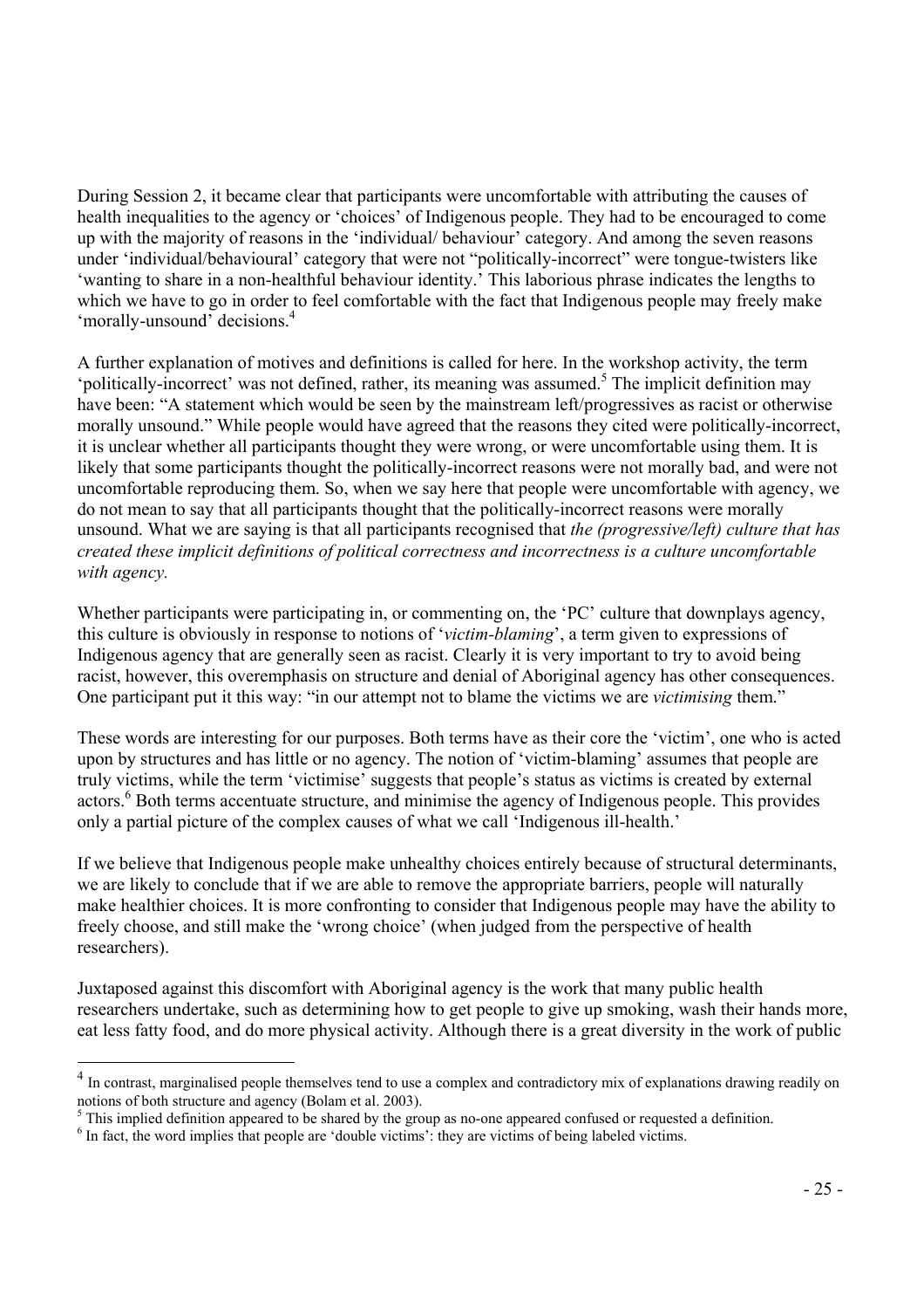During Session 2, it became clear that participants were uncomfortable with attributing the causes of health inequalities to the agency or 'choices' of Indigenous people. They had to be encouraged to come up with the majority of reasons in the 'individual/ behaviour' category. And among the seven reasons under 'individual/behavioural' category that were not "politically-incorrect" were tongue-twisters like 'wanting to share in a non-healthful behaviour identity.' This laborious phrase indicates the lengths to which we have to go in order to feel comfortable with the fact that Indigenous people may freely make 'morally-unsound' decisions.[4]

A further explanation of motives and definitions is called for here. In the workshop activity, the term 'politically-incorrect' was not defined, rather, its meaning was assumed.[5] The implicit definition may have been: "A statement which would be seen by the mainstream left/progressives as racist or otherwise morally unsound." While people would have agreed that the reasons they cited were politically-incorrect, it is unclear whether all participants thought they were wrong, or were uncomfortable using them. It is likely that some participants thought the politically-incorrect reasons were not morally bad, and were not uncomfortable reproducing them. So, when we say here that people were uncomfortable with agency, we do not mean to say that all participants thought that the politically-incorrect reasons were morally unsound. What we are saying is that all participants recognised that *the (progressive/left) culture that has created these implicit definitions of political correctness and incorrectness is a culture uncomfortable with agency.*

Whether participants were participating in, or commenting on, the 'PC' culture that downplays agency, this culture is obviously in response to notions of '*victim-blaming*', a term given to expressions of Indigenous agency that are generally seen as racist. Clearly it is very important to try to avoid being racist, however, this overemphasis on structure and denial of Aboriginal agency has other consequences. One participant put it this way: "in our attempt not to blame the victims we are *victimising* them."

These words are interesting for our purposes. Both terms have as their core the 'victim', one who is acted upon by structures and has little or no agency. The notion of 'victim-blaming' assumes that people are truly victims, while the term 'victimise' suggests that people's status as victims is created by external actors.[6] Both terms accentuate structure, and minimise the agency of Indigenous people. This provides only a partial picture of the complex causes of what we call 'Indigenous ill-health.'

If we believe that Indigenous people make unhealthy choices entirely because of structural determinants, we are likely to conclude that if we are able to remove the appropriate barriers, people will naturally make healthier choices. It is more confronting to consider that Indigenous people may have the ability to freely choose, and still make the 'wrong choice' (when judged from the perspective of health researchers).

Juxtaposed against this discomfort with Aboriginal agency is the work that many public health researchers undertake, such as determining how to get people to give up smoking, wash their hands more, eat less fatty food, and do more physical activity. Although there is a great diversity in the work of public

---

[4] In contrast, marginalised people themselves tend to use a complex and contradictory mix of explanations drawing readily on notions of both structure and agency (Bolam et al. 2003).

[5] This implied definition appeared to be shared by the group as no-one appeared confused or requested a definition.

[6] In fact, the word implies that people are 'double victims': they are victims of being labeled victims.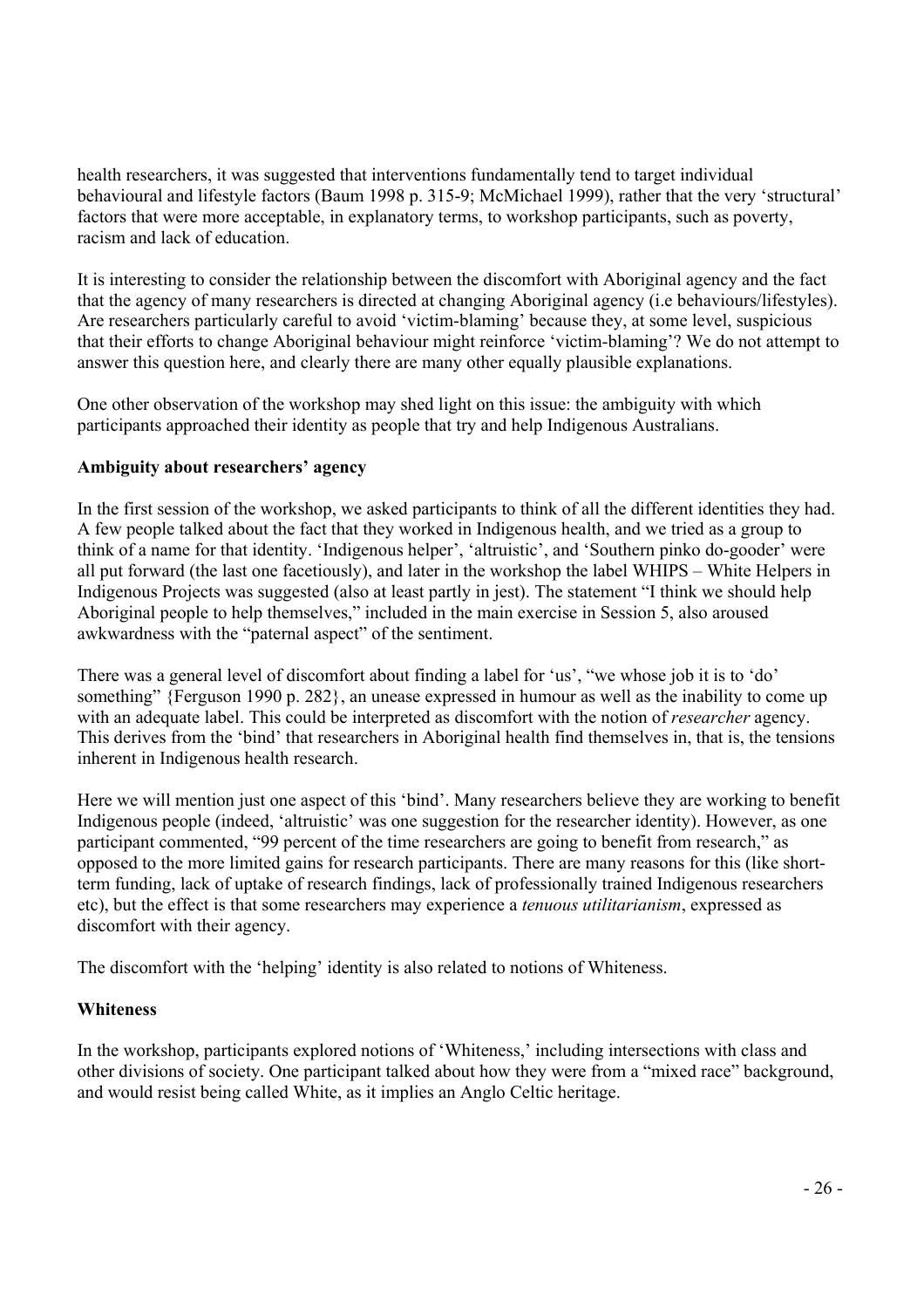health researchers, it was suggested that interventions fundamentally tend to target individual behavioural and lifestyle factors (Baum 1998 p. 315-9; McMichael 1999), rather that the very 'structural' factors that were more acceptable, in explanatory terms, to workshop participants, such as poverty, racism and lack of education.

It is interesting to consider the relationship between the discomfort with Aboriginal agency and the fact that the agency of many researchers is directed at changing Aboriginal agency (i.e behaviours/lifestyles). Are researchers particularly careful to avoid 'victim-blaming' because they, at some level, suspicious that their efforts to change Aboriginal behaviour might reinforce 'victim-blaming'? We do not attempt to answer this question here, and clearly there are many other equally plausible explanations.

One other observation of the workshop may shed light on this issue: the ambiguity with which participants approached their identity as people that try and help Indigenous Australians.

**Ambiguity about researchers' agency**

In the first session of the workshop, we asked participants to think of all the different identities they had. A few people talked about the fact that they worked in Indigenous health, and we tried as a group to think of a name for that identity. 'Indigenous helper', 'altruistic', and 'Southern pinko do-gooder' were all put forward (the last one facetiously), and later in the workshop the label WHIPS – White Helpers in Indigenous Projects was suggested (also at least partly in jest). The statement "I think we should help Aboriginal people to help themselves," included in the main exercise in Session 5, also aroused awkwardness with the "paternal aspect" of the sentiment.

There was a general level of discomfort about finding a label for 'us', "we whose job it is to 'do' something" {Ferguson 1990 p. 282}, an unease expressed in humour as well as the inability to come up with an adequate label. This could be interpreted as discomfort with the notion of *researcher* agency. This derives from the 'bind' that researchers in Aboriginal health find themselves in, that is, the tensions inherent in Indigenous health research.

Here we will mention just one aspect of this 'bind'. Many researchers believe they are working to benefit Indigenous people (indeed, 'altruistic' was one suggestion for the researcher identity). However, as one participant commented, "99 percent of the time researchers are going to benefit from research," as opposed to the more limited gains for research participants. There are many reasons for this (like short-term funding, lack of uptake of research findings, lack of professionally trained Indigenous researchers etc), but the effect is that some researchers may experience a *tenuous utilitarianism*, expressed as discomfort with their agency.

The discomfort with the 'helping' identity is also related to notions of Whiteness.

**Whiteness**

In the workshop, participants explored notions of 'Whiteness,' including intersections with class and other divisions of society. One participant talked about how they were from a "mixed race" background, and would resist being called White, as it implies an Anglo Celtic heritage.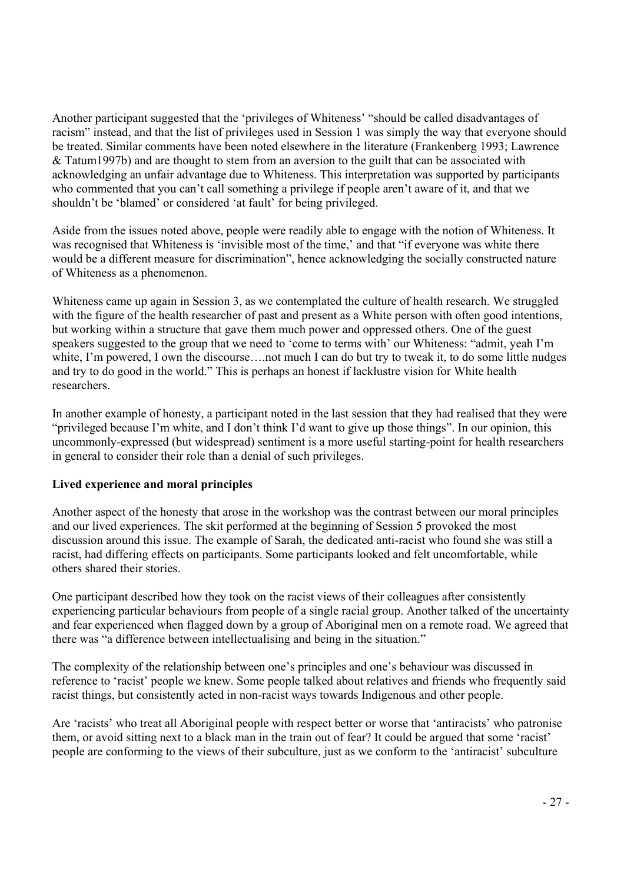Another participant suggested that the 'privileges of Whiteness' "should be called disadvantages of racism" instead, and that the list of privileges used in Session 1 was simply the way that everyone should be treated. Similar comments have been noted elsewhere in the literature (Frankenberg 1993; Lawrence & Tatum1997b) and are thought to stem from an aversion to the guilt that can be associated with acknowledging an unfair advantage due to Whiteness. This interpretation was supported by participants who commented that you can't call something a privilege if people aren't aware of it, and that we shouldn't be 'blamed' or considered 'at fault' for being privileged.

Aside from the issues noted above, people were readily able to engage with the notion of Whiteness. It was recognised that Whiteness is 'invisible most of the time,' and that "if everyone was white there would be a different measure for discrimination", hence acknowledging the socially constructed nature of Whiteness as a phenomenon.

Whiteness came up again in Session 3, as we contemplated the culture of health research. We struggled with the figure of the health researcher of past and present as a White person with often good intentions, but working within a structure that gave them much power and oppressed others. One of the guest speakers suggested to the group that we need to 'come to terms with' our Whiteness: "admit, yeah I'm white, I'm powered, I own the discourse….not much I can do but try to tweak it, to do some little nudges and try to do good in the world." This is perhaps an honest if lacklustre vision for White health researchers.

In another example of honesty, a participant noted in the last session that they had realised that they were "privileged because I'm white, and I don't think I'd want to give up those things". In our opinion, this uncommonly-expressed (but widespread) sentiment is a more useful starting-point for health researchers in general to consider their role than a denial of such privileges.

**Lived experience and moral principles**

Another aspect of the honesty that arose in the workshop was the contrast between our moral principles and our lived experiences. The skit performed at the beginning of Session 5 provoked the most discussion around this issue. The example of Sarah, the dedicated anti-racist who found she was still a racist, had differing effects on participants. Some participants looked and felt uncomfortable, while others shared their stories.

One participant described how they took on the racist views of their colleagues after consistently experiencing particular behaviours from people of a single racial group. Another talked of the uncertainty and fear experienced when flagged down by a group of Aboriginal men on a remote road. We agreed that there was "a difference between intellectualising and being in the situation."

The complexity of the relationship between one's principles and one's behaviour was discussed in reference to 'racist' people we knew. Some people talked about relatives and friends who frequently said racist things, but consistently acted in non-racist ways towards Indigenous and other people.

Are 'racists' who treat all Aboriginal people with respect better or worse that 'antiracists' who patronise them, or avoid sitting next to a black man in the train out of fear? It could be argued that some 'racist' people are conforming to the views of their subculture, just as we conform to the 'antiracist' subculture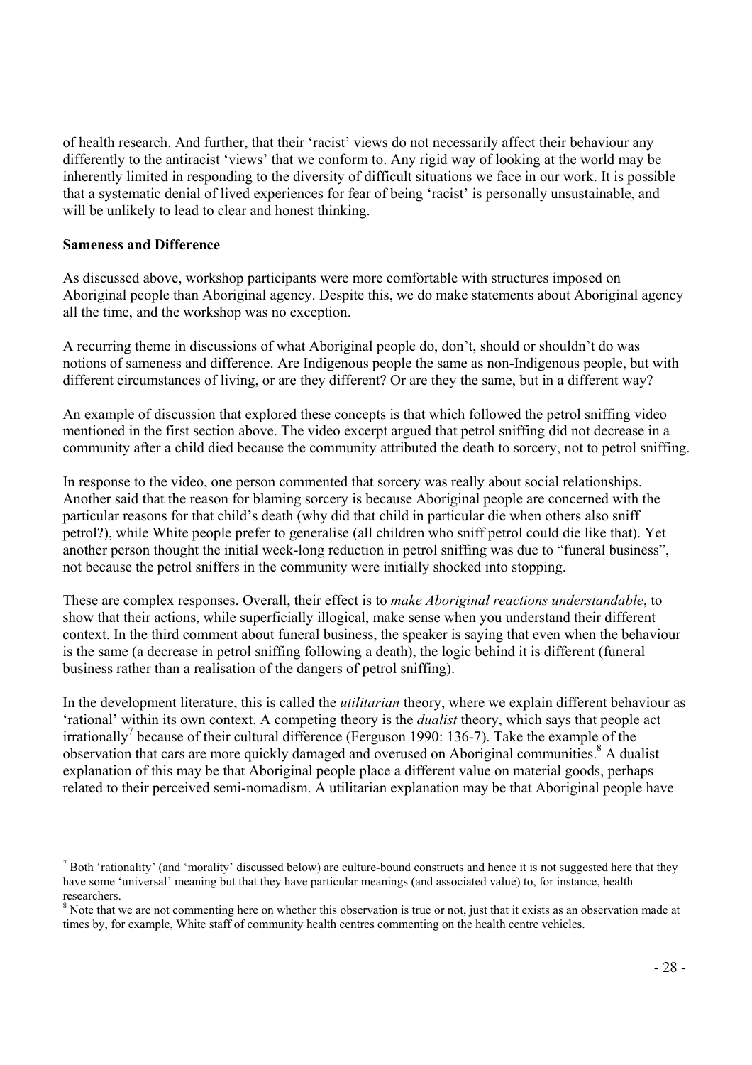of health research. And further, that their 'racist' views do not necessarily affect their behaviour any differently to the antiracist 'views' that we conform to. Any rigid way of looking at the world may be inherently limited in responding to the diversity of difficult situations we face in our work. It is possible that a systematic denial of lived experiences for fear of being 'racist' is personally unsustainable, and will be unlikely to lead to clear and honest thinking.

**Sameness and Difference**

As discussed above, workshop participants were more comfortable with structures imposed on Aboriginal people than Aboriginal agency. Despite this, we do make statements about Aboriginal agency all the time, and the workshop was no exception.

A recurring theme in discussions of what Aboriginal people do, don't, should or shouldn't do was notions of sameness and difference. Are Indigenous people the same as non-Indigenous people, but with different circumstances of living, or are they different? Or are they the same, but in a different way?

An example of discussion that explored these concepts is that which followed the petrol sniffing video mentioned in the first section above. The video excerpt argued that petrol sniffing did not decrease in a community after a child died because the community attributed the death to sorcery, not to petrol sniffing.

In response to the video, one person commented that sorcery was really about social relationships. Another said that the reason for blaming sorcery is because Aboriginal people are concerned with the particular reasons for that child's death (why did that child in particular die when others also sniff petrol?), while White people prefer to generalise (all children who sniff petrol could die like that). Yet another person thought the initial week-long reduction in petrol sniffing was due to "funeral business", not because the petrol sniffers in the community were initially shocked into stopping.

These are complex responses. Overall, their effect is to *make Aboriginal reactions understandable*, to show that their actions, while superficially illogical, make sense when you understand their different context. In the third comment about funeral business, the speaker is saying that even when the behaviour is the same (a decrease in petrol sniffing following a death), the logic behind it is different (funeral business rather than a realisation of the dangers of petrol sniffing).

In the development literature, this is called the *utilitarian* theory, where we explain different behaviour as 'rational' within its own context. A competing theory is the *dualist* theory, which says that people act irrationally[7] because of their cultural difference (Ferguson 1990: 136-7). Take the example of the observation that cars are more quickly damaged and overused on Aboriginal communities.[8] A dualist explanation of this may be that Aboriginal people place a different value on material goods, perhaps related to their perceived semi-nomadism. A utilitarian explanation may be that Aboriginal people have

---

[7] Both 'rationality' (and 'morality' discussed below) are culture-bound constructs and hence it is not suggested here that they have some 'universal' meaning but that they have particular meanings (and associated value) to, for instance, health researchers.

[8] Note that we are not commenting here on whether this observation is true or not, just that it exists as an observation made at times by, for example, White staff of community health centres commenting on the health centre vehicles.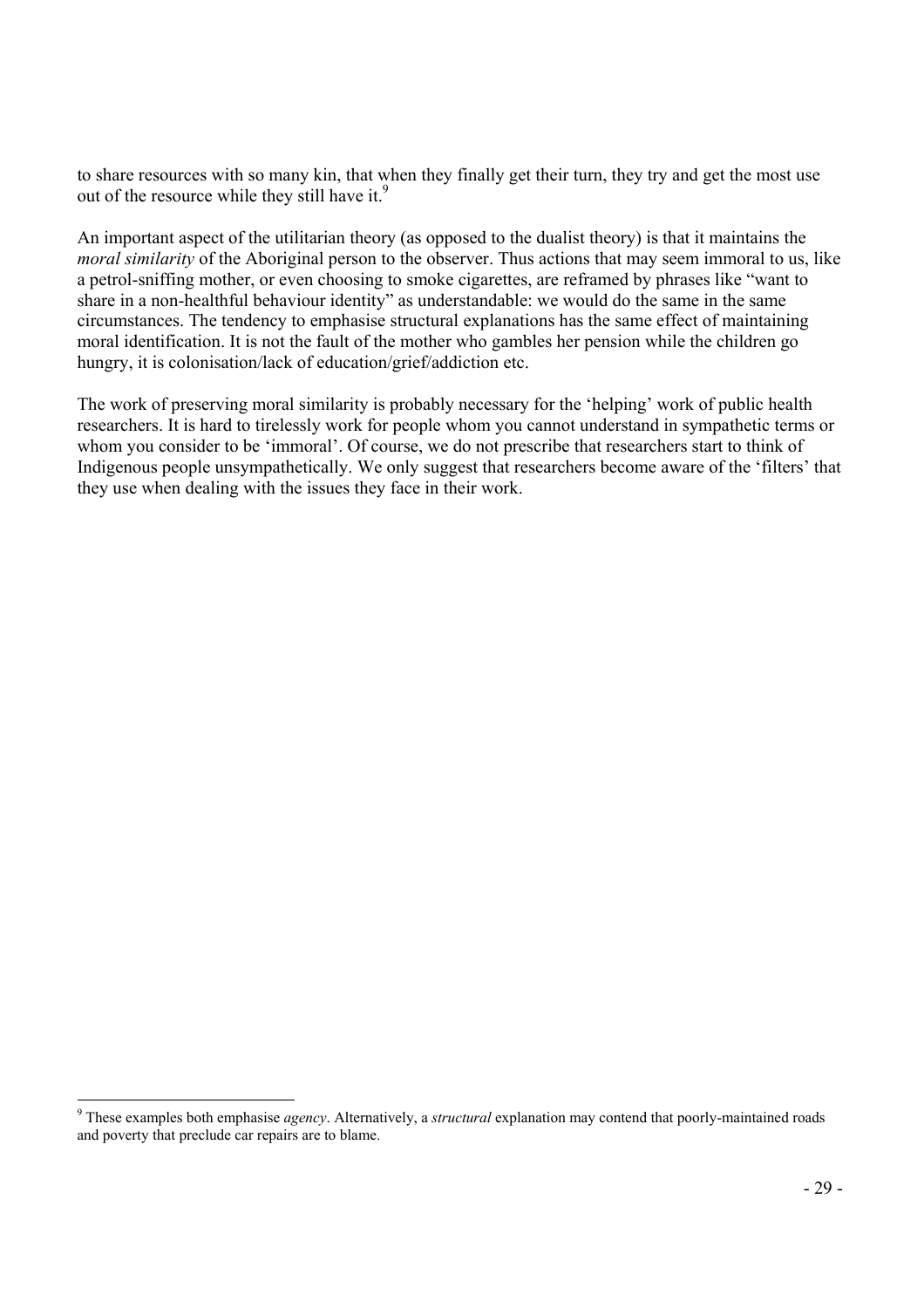to share resources with so many kin, that when they finally get their turn, they try and get the most use out of the resource while they still have it.[9]

An important aspect of the utilitarian theory (as opposed to the dualist theory) is that it maintains the *moral similarity* of the Aboriginal person to the observer. Thus actions that may seem immoral to us, like a petrol-sniffing mother, or even choosing to smoke cigarettes, are reframed by phrases like "want to share in a non-healthful behaviour identity" as understandable: we would do the same in the same circumstances. The tendency to emphasise structural explanations has the same effect of maintaining moral identification. It is not the fault of the mother who gambles her pension while the children go hungry, it is colonisation/lack of education/grief/addiction etc.

The work of preserving moral similarity is probably necessary for the 'helping' work of public health researchers. It is hard to tirelessly work for people whom you cannot understand in sympathetic terms or whom you consider to be 'immoral'. Of course, we do not prescribe that researchers start to think of Indigenous people unsympathetically. We only suggest that researchers become aware of the 'filters' that they use when dealing with the issues they face in their work.

---

[9] These examples both emphasise *agency*. Alternatively, a *structural* explanation may contend that poorly-maintained roads and poverty that preclude car repairs are to blame.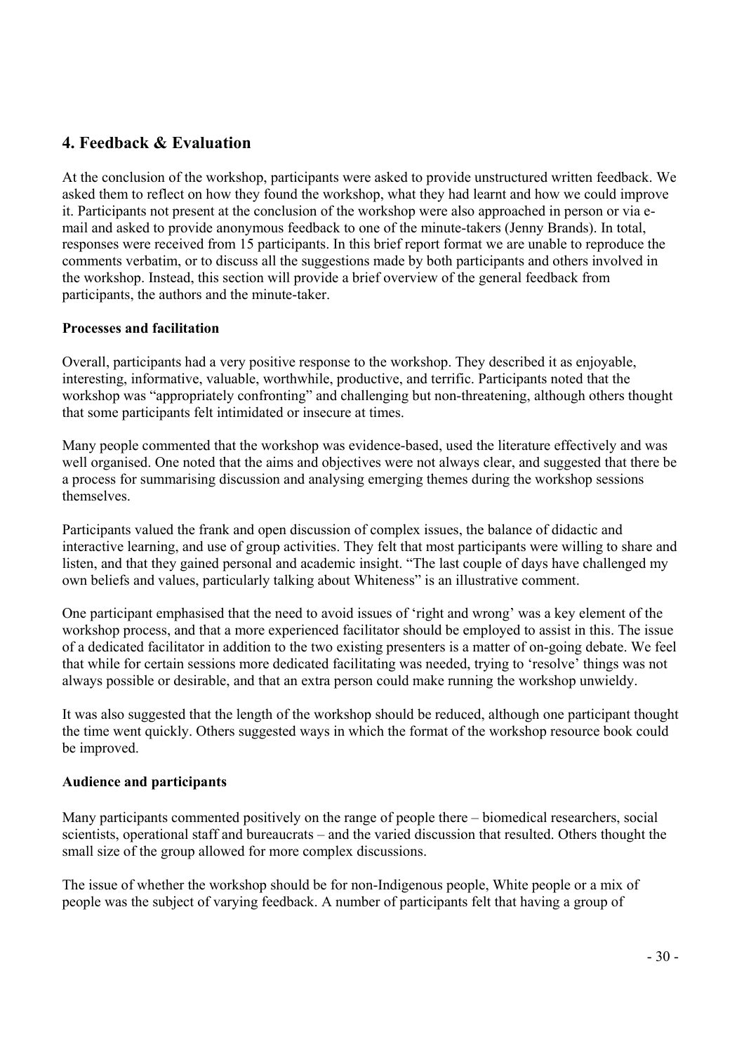## 4. Feedback & Evaluation

At the conclusion of the workshop, participants were asked to provide unstructured written feedback. We asked them to reflect on how they found the workshop, what they had learnt and how we could improve it. Participants not present at the conclusion of the workshop were also approached in person or via e-mail and asked to provide anonymous feedback to one of the minute-takers (Jenny Brands). In total, responses were received from 15 participants. In this brief report format we are unable to reproduce the comments verbatim, or to discuss all the suggestions made by both participants and others involved in the workshop. Instead, this section will provide a brief overview of the general feedback from participants, the authors and the minute-taker.

**Processes and facilitation**

Overall, participants had a very positive response to the workshop. They described it as enjoyable, interesting, informative, valuable, worthwhile, productive, and terrific. Participants noted that the workshop was "appropriately confronting" and challenging but non-threatening, although others thought that some participants felt intimidated or insecure at times.

Many people commented that the workshop was evidence-based, used the literature effectively and was well organised. One noted that the aims and objectives were not always clear, and suggested that there be a process for summarising discussion and analysing emerging themes during the workshop sessions themselves.

Participants valued the frank and open discussion of complex issues, the balance of didactic and interactive learning, and use of group activities. They felt that most participants were willing to share and listen, and that they gained personal and academic insight. "The last couple of days have challenged my own beliefs and values, particularly talking about Whiteness" is an illustrative comment.

One participant emphasised that the need to avoid issues of 'right and wrong' was a key element of the workshop process, and that a more experienced facilitator should be employed to assist in this. The issue of a dedicated facilitator in addition to the two existing presenters is a matter of on-going debate. We feel that while for certain sessions more dedicated facilitating was needed, trying to 'resolve' things was not always possible or desirable, and that an extra person could make running the workshop unwieldy.

It was also suggested that the length of the workshop should be reduced, although one participant thought the time went quickly. Others suggested ways in which the format of the workshop resource book could be improved.

**Audience and participants**

Many participants commented positively on the range of people there – biomedical researchers, social scientists, operational staff and bureaucrats – and the varied discussion that resulted. Others thought the small size of the group allowed for more complex discussions.

The issue of whether the workshop should be for non-Indigenous people, White people or a mix of people was the subject of varying feedback. A number of participants felt that having a group of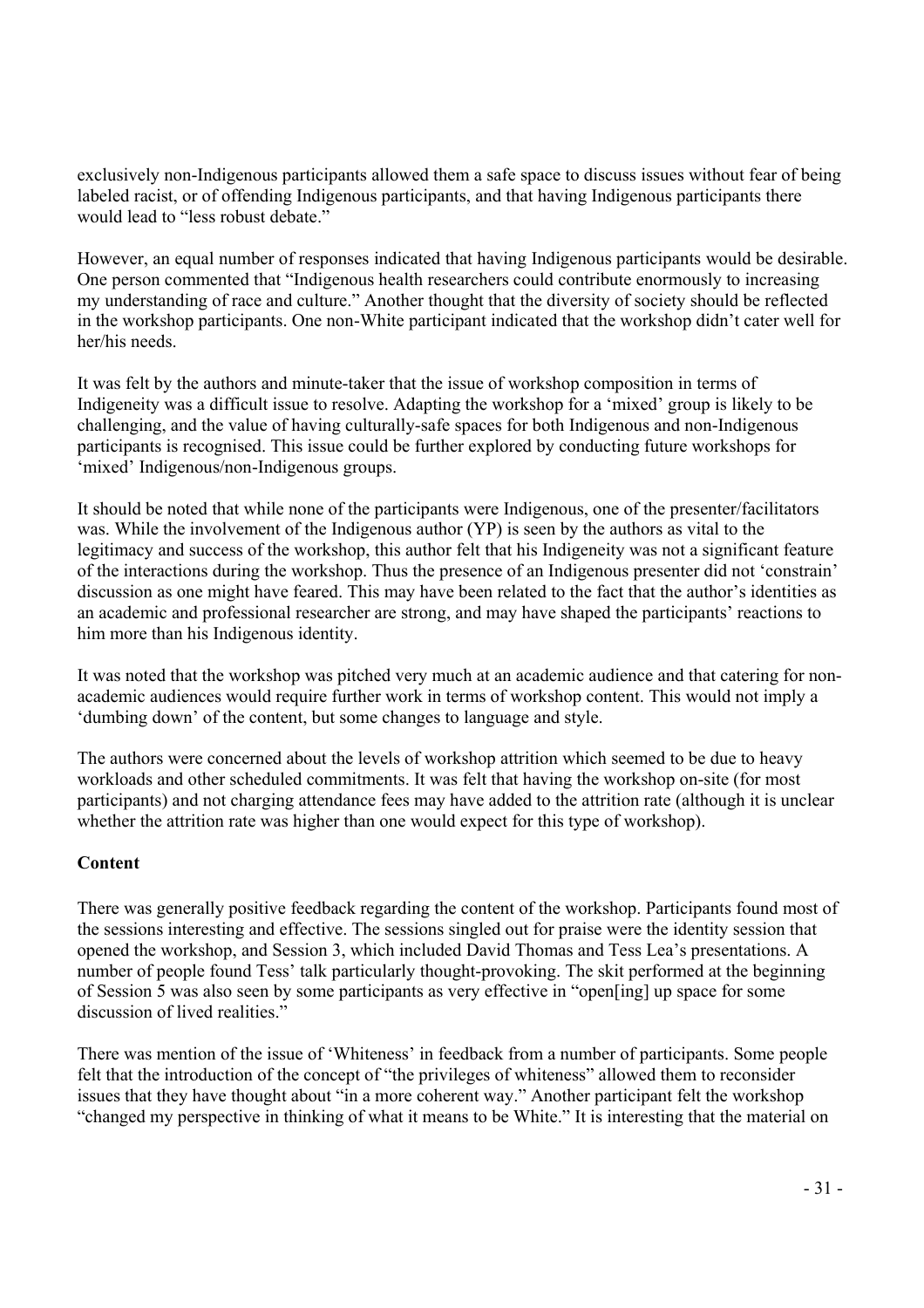exclusively non-Indigenous participants allowed them a safe space to discuss issues without fear of being labeled racist, or of offending Indigenous participants, and that having Indigenous participants there would lead to "less robust debate."

However, an equal number of responses indicated that having Indigenous participants would be desirable. One person commented that "Indigenous health researchers could contribute enormously to increasing my understanding of race and culture." Another thought that the diversity of society should be reflected in the workshop participants. One non-White participant indicated that the workshop didn't cater well for her/his needs.

It was felt by the authors and minute-taker that the issue of workshop composition in terms of Indigeneity was a difficult issue to resolve. Adapting the workshop for a 'mixed' group is likely to be challenging, and the value of having culturally-safe spaces for both Indigenous and non-Indigenous participants is recognised. This issue could be further explored by conducting future workshops for 'mixed' Indigenous/non-Indigenous groups.

It should be noted that while none of the participants were Indigenous, one of the presenter/facilitators was. While the involvement of the Indigenous author (YP) is seen by the authors as vital to the legitimacy and success of the workshop, this author felt that his Indigeneity was not a significant feature of the interactions during the workshop. Thus the presence of an Indigenous presenter did not 'constrain' discussion as one might have feared. This may have been related to the fact that the author's identities as an academic and professional researcher are strong, and may have shaped the participants' reactions to him more than his Indigenous identity.

It was noted that the workshop was pitched very much at an academic audience and that catering for non-academic audiences would require further work in terms of workshop content. This would not imply a 'dumbing down' of the content, but some changes to language and style.

The authors were concerned about the levels of workshop attrition which seemed to be due to heavy workloads and other scheduled commitments. It was felt that having the workshop on-site (for most participants) and not charging attendance fees may have added to the attrition rate (although it is unclear whether the attrition rate was higher than one would expect for this type of workshop).

**Content**

There was generally positive feedback regarding the content of the workshop. Participants found most of the sessions interesting and effective. The sessions singled out for praise were the identity session that opened the workshop, and Session 3, which included David Thomas and Tess Lea's presentations. A number of people found Tess' talk particularly thought-provoking. The skit performed at the beginning of Session 5 was also seen by some participants as very effective in "open[ing] up space for some discussion of lived realities."

There was mention of the issue of 'Whiteness' in feedback from a number of participants. Some people felt that the introduction of the concept of "the privileges of whiteness" allowed them to reconsider issues that they have thought about "in a more coherent way." Another participant felt the workshop "changed my perspective in thinking of what it means to be White." It is interesting that the material on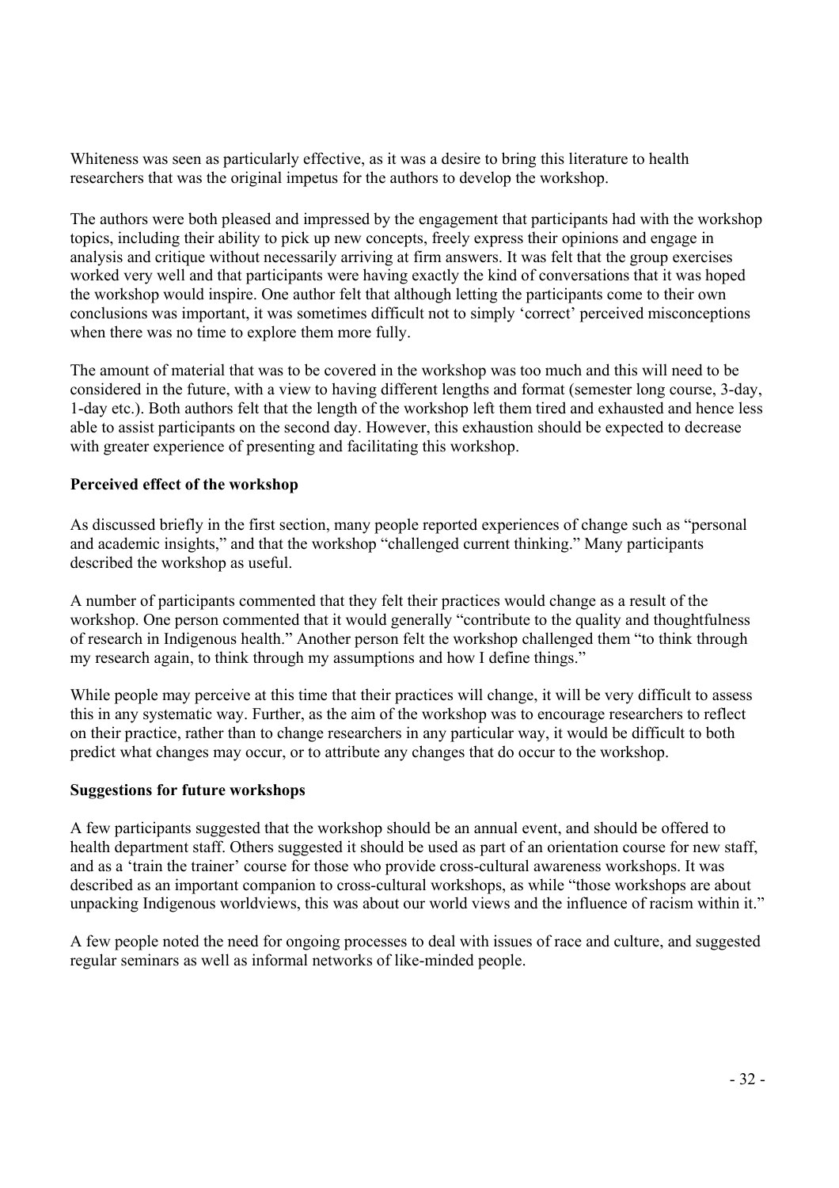Whiteness was seen as particularly effective, as it was a desire to bring this literature to health researchers that was the original impetus for the authors to develop the workshop.

The authors were both pleased and impressed by the engagement that participants had with the workshop topics, including their ability to pick up new concepts, freely express their opinions and engage in analysis and critique without necessarily arriving at firm answers. It was felt that the group exercises worked very well and that participants were having exactly the kind of conversations that it was hoped the workshop would inspire. One author felt that although letting the participants come to their own conclusions was important, it was sometimes difficult not to simply 'correct' perceived misconceptions when there was no time to explore them more fully.

The amount of material that was to be covered in the workshop was too much and this will need to be considered in the future, with a view to having different lengths and format (semester long course, 3-day, 1-day etc.). Both authors felt that the length of the workshop left them tired and exhausted and hence less able to assist participants on the second day. However, this exhaustion should be expected to decrease with greater experience of presenting and facilitating this workshop.

**Perceived effect of the workshop**

As discussed briefly in the first section, many people reported experiences of change such as "personal and academic insights," and that the workshop "challenged current thinking." Many participants described the workshop as useful.

A number of participants commented that they felt their practices would change as a result of the workshop. One person commented that it would generally "contribute to the quality and thoughtfulness of research in Indigenous health." Another person felt the workshop challenged them "to think through my research again, to think through my assumptions and how I define things."

While people may perceive at this time that their practices will change, it will be very difficult to assess this in any systematic way. Further, as the aim of the workshop was to encourage researchers to reflect on their practice, rather than to change researchers in any particular way, it would be difficult to both predict what changes may occur, or to attribute any changes that do occur to the workshop.

**Suggestions for future workshops**

A few participants suggested that the workshop should be an annual event, and should be offered to health department staff. Others suggested it should be used as part of an orientation course for new staff, and as a 'train the trainer' course for those who provide cross-cultural awareness workshops. It was described as an important companion to cross-cultural workshops, as while "those workshops are about unpacking Indigenous worldviews, this was about our world views and the influence of racism within it."

A few people noted the need for ongoing processes to deal with issues of race and culture, and suggested regular seminars as well as informal networks of like-minded people.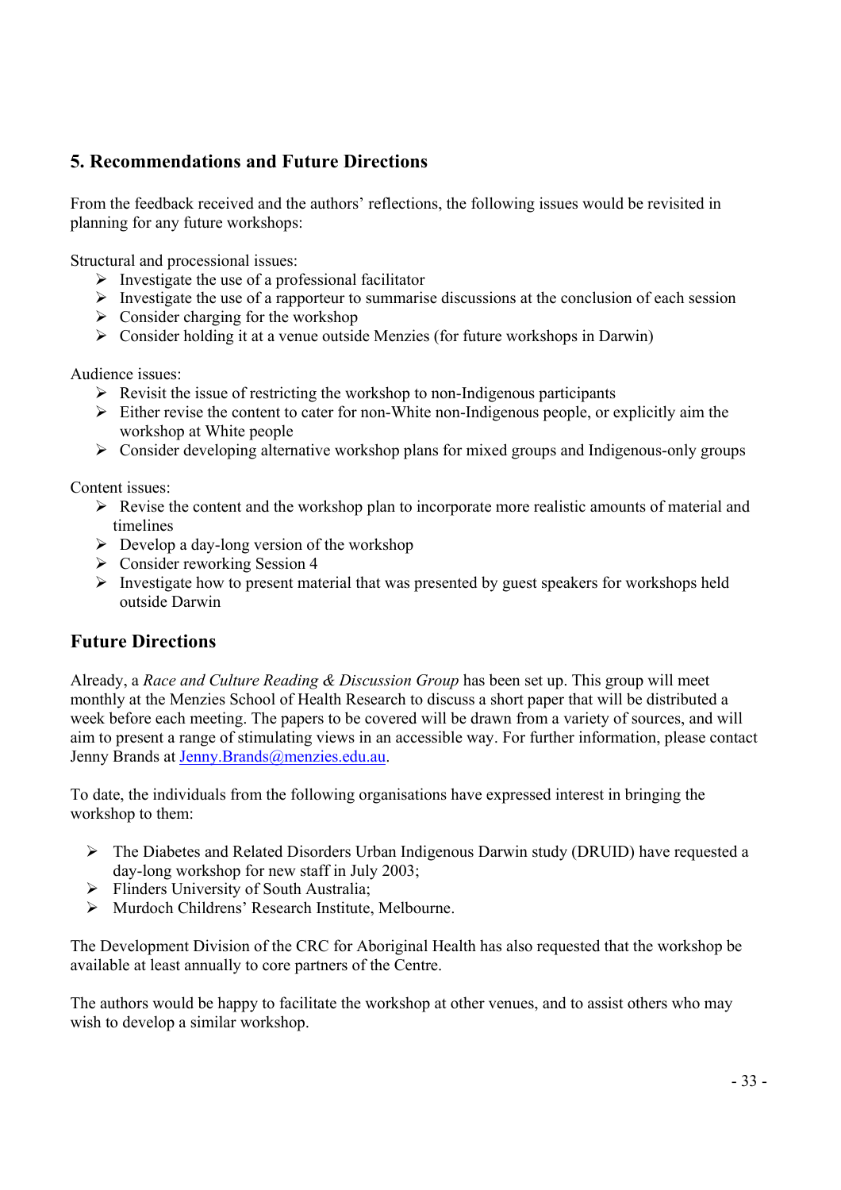## 5. Recommendations and Future Directions

From the feedback received and the authors' reflections, the following issues would be revisited in planning for any future workshops:

Structural and processional issues:

- Investigate the use of a professional facilitator
- Investigate the use of a rapporteur to summarise discussions at the conclusion of each session
- Consider charging for the workshop
- Consider holding it at a venue outside Menzies (for future workshops in Darwin)

Audience issues:

- Revisit the issue of restricting the workshop to non-Indigenous participants
- Either revise the content to cater for non-White non-Indigenous people, or explicitly aim the workshop at White people
- Consider developing alternative workshop plans for mixed groups and Indigenous-only groups

Content issues:

- Revise the content and the workshop plan to incorporate more realistic amounts of material and timelines
- Develop a day-long version of the workshop
- Consider reworking Session 4
- Investigate how to present material that was presented by guest speakers for workshops held outside Darwin

## Future Directions

Already, a *Race and Culture Reading & Discussion Group* has been set up. This group will meet monthly at the Menzies School of Health Research to discuss a short paper that will be distributed a week before each meeting. The papers to be covered will be drawn from a variety of sources, and will aim to present a range of stimulating views in an accessible way. For further information, please contact Jenny Brands at Jenny.Brands@menzies.edu.au.

To date, the individuals from the following organisations have expressed interest in bringing the workshop to them:

- The Diabetes and Related Disorders Urban Indigenous Darwin study (DRUID) have requested a day-long workshop for new staff in July 2003;
- Flinders University of South Australia;
- Murdoch Childrens' Research Institute, Melbourne.

The Development Division of the CRC for Aboriginal Health has also requested that the workshop be available at least annually to core partners of the Centre.

The authors would be happy to facilitate the workshop at other venues, and to assist others who may wish to develop a similar workshop.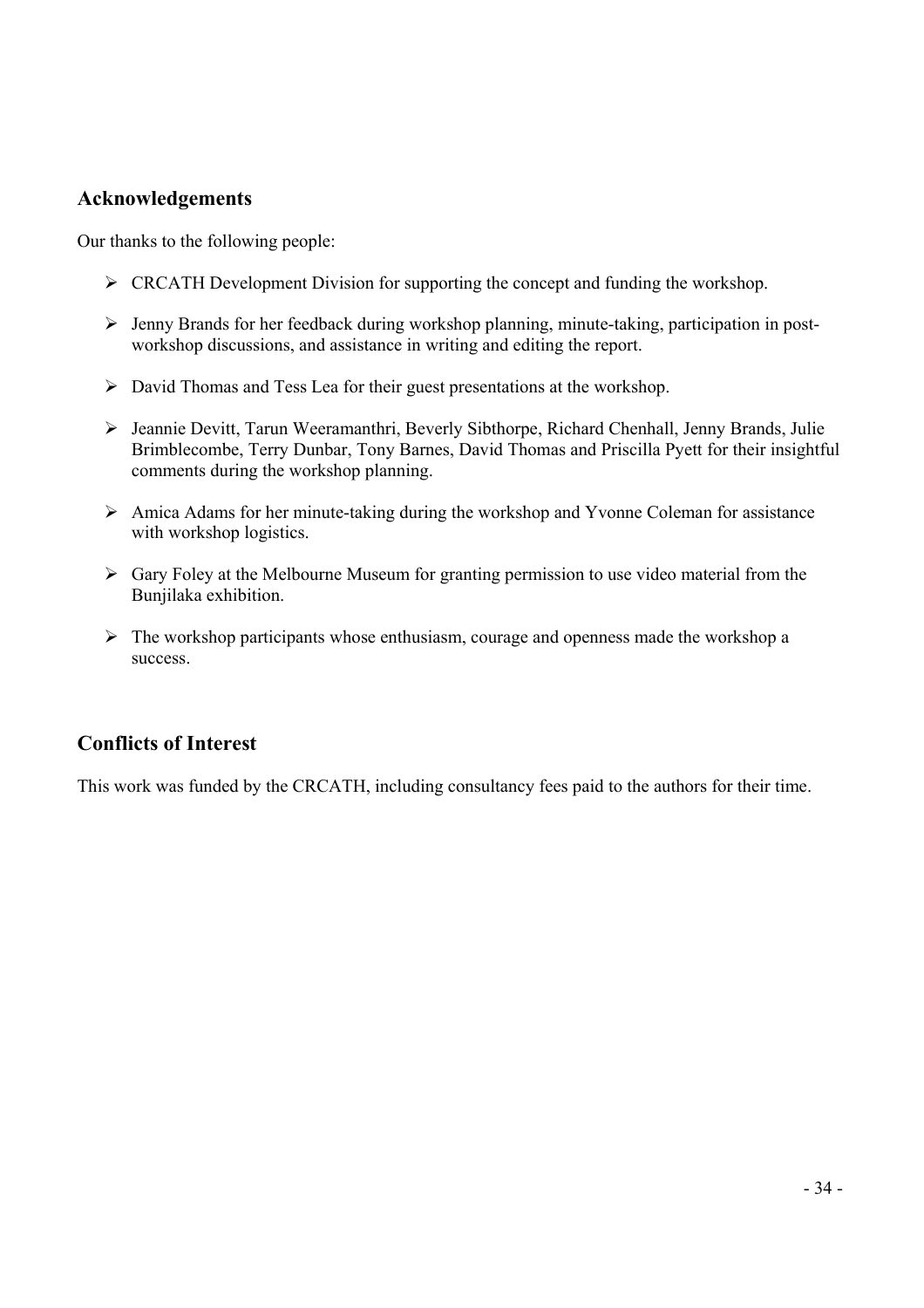## Acknowledgements

Our thanks to the following people:

- CRCATH Development Division for supporting the concept and funding the workshop.
- Jenny Brands for her feedback during workshop planning, minute-taking, participation in post-workshop discussions, and assistance in writing and editing the report.
- David Thomas and Tess Lea for their guest presentations at the workshop.
- Jeannie Devitt, Tarun Weeramanthri, Beverly Sibthorpe, Richard Chenhall, Jenny Brands, Julie Brimblecombe, Terry Dunbar, Tony Barnes, David Thomas and Priscilla Pyett for their insightful comments during the workshop planning.
- Amica Adams for her minute-taking during the workshop and Yvonne Coleman for assistance with workshop logistics.
- Gary Foley at the Melbourne Museum for granting permission to use video material from the Bunjilaka exhibition.
- The workshop participants whose enthusiasm, courage and openness made the workshop a success.

## Conflicts of Interest

This work was funded by the CRCATH, including consultancy fees paid to the authors for their time.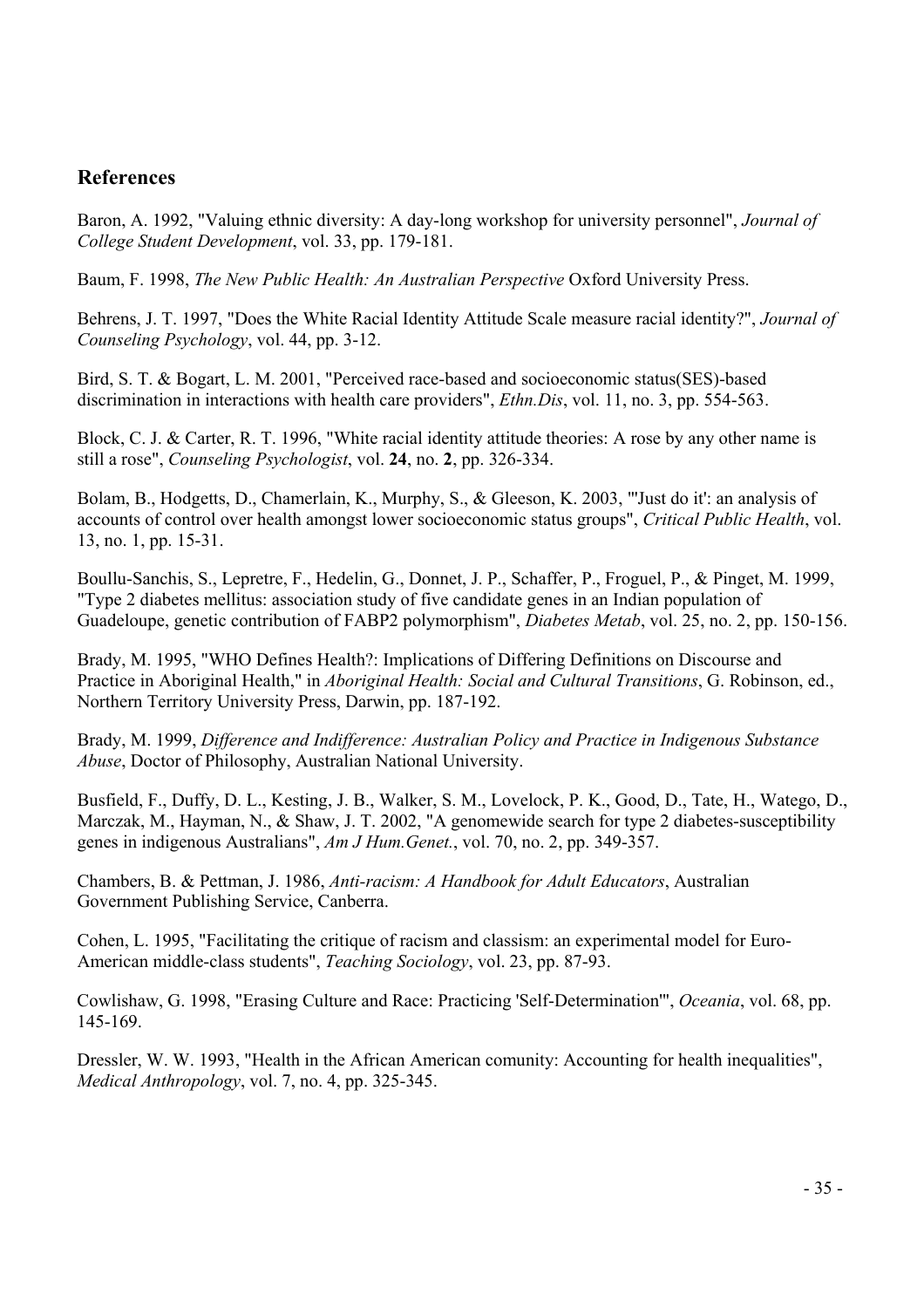## References

Baron, A. 1992, "Valuing ethnic diversity: A day-long workshop for university personnel", *Journal of College Student Development*, vol. 33, pp. 179-181.

Baum, F. 1998, *The New Public Health: An Australian Perspective* Oxford University Press.

Behrens, J. T. 1997, "Does the White Racial Identity Attitude Scale measure racial identity?", *Journal of Counseling Psychology*, vol. 44, pp. 3-12.

Bird, S. T. & Bogart, L. M. 2001, "Perceived race-based and socioeconomic status(SES)-based discrimination in interactions with health care providers", *Ethn.Dis*, vol. 11, no. 3, pp. 554-563.

Block, C. J. & Carter, R. T. 1996, "White racial identity attitude theories: A rose by any other name is still a rose", *Counseling Psychologist*, vol. **24**, no. **2**, pp. 326-334.

Bolam, B., Hodgetts, D., Chamerlain, K., Murphy, S., & Gleeson, K. 2003, "'Just do it': an analysis of accounts of control over health amongst lower socioeconomic status groups", *Critical Public Health*, vol. 13, no. 1, pp. 15-31.

Boullu-Sanchis, S., Lepretre, F., Hedelin, G., Donnet, J. P., Schaffer, P., Froguel, P., & Pinget, M. 1999, "Type 2 diabetes mellitus: association study of five candidate genes in an Indian population of Guadeloupe, genetic contribution of FABP2 polymorphism", *Diabetes Metab*, vol. 25, no. 2, pp. 150-156.

Brady, M. 1995, "WHO Defines Health?: Implications of Differing Definitions on Discourse and Practice in Aboriginal Health," in *Aboriginal Health: Social and Cultural Transitions*, G. Robinson, ed., Northern Territory University Press, Darwin, pp. 187-192.

Brady, M. 1999, *Difference and Indifference: Australian Policy and Practice in Indigenous Substance Abuse*, Doctor of Philosophy, Australian National University.

Busfield, F., Duffy, D. L., Kesting, J. B., Walker, S. M., Lovelock, P. K., Good, D., Tate, H., Watego, D., Marczak, M., Hayman, N., & Shaw, J. T. 2002, "A genomewide search for type 2 diabetes-susceptibility genes in indigenous Australians", *Am J Hum.Genet.*, vol. 70, no. 2, pp. 349-357.

Chambers, B. & Pettman, J. 1986, *Anti-racism: A Handbook for Adult Educators*, Australian Government Publishing Service, Canberra.

Cohen, L. 1995, "Facilitating the critique of racism and classism: an experimental model for Euro-American middle-class students", *Teaching Sociology*, vol. 23, pp. 87-93.

Cowlishaw, G. 1998, "Erasing Culture and Race: Practicing 'Self-Determination'", *Oceania*, vol. 68, pp. 145-169.

Dressler, W. W. 1993, "Health in the African American comunity: Accounting for health inequalities", *Medical Anthropology*, vol. 7, no. 4, pp. 325-345.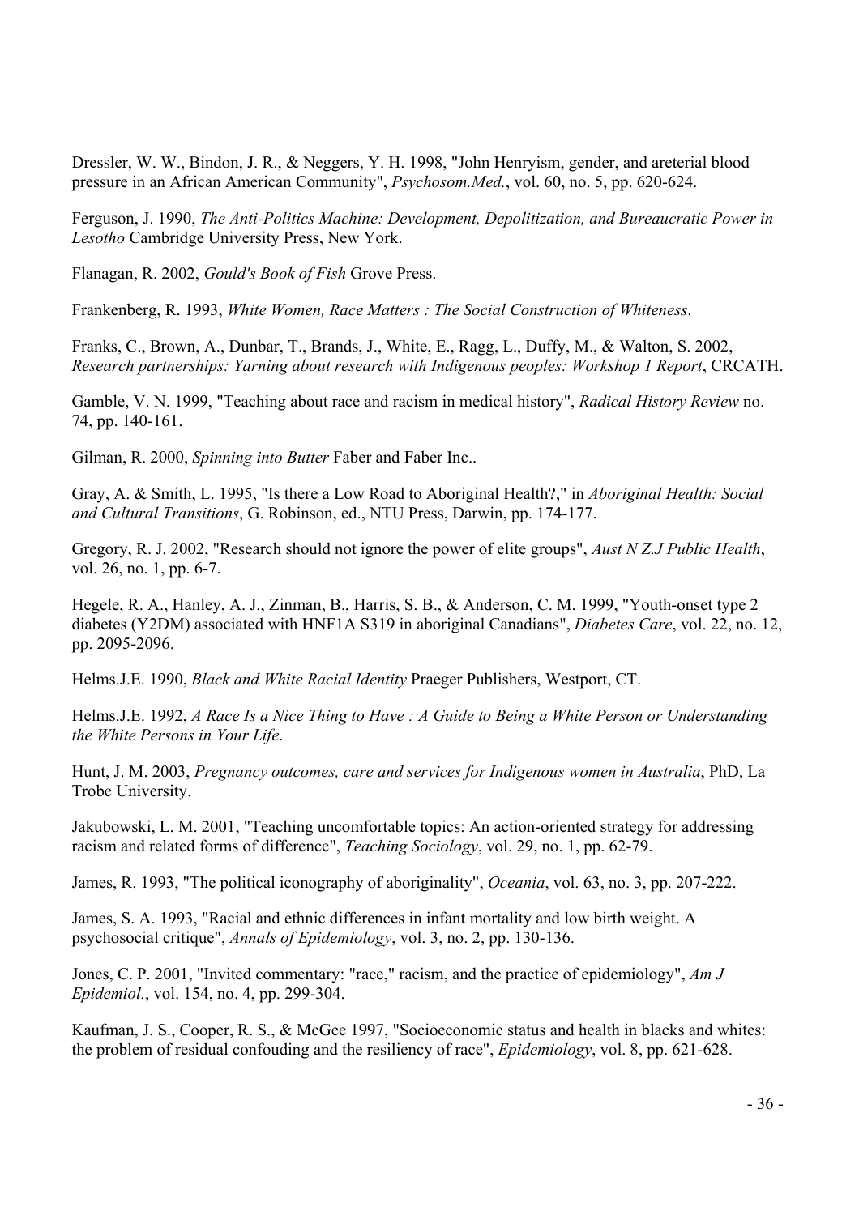Dressler, W. W., Bindon, J. R., & Neggers, Y. H. 1998, "John Henryism, gender, and areterial blood pressure in an African American Community", *Psychosom.Med.*, vol. 60, no. 5, pp. 620-624.

Ferguson, J. 1990, *The Anti-Politics Machine: Development, Depolitization, and Bureaucratic Power in Lesotho* Cambridge University Press, New York.

Flanagan, R. 2002, *Gould's Book of Fish* Grove Press.

Frankenberg, R. 1993, *White Women, Race Matters : The Social Construction of Whiteness*.

Franks, C., Brown, A., Dunbar, T., Brands, J., White, E., Ragg, L., Duffy, M., & Walton, S. 2002, *Research partnerships: Yarning about research with Indigenous peoples: Workshop 1 Report*, CRCATH.

Gamble, V. N. 1999, "Teaching about race and racism in medical history", *Radical History Review* no. 74, pp. 140-161.

Gilman, R. 2000, *Spinning into Butter* Faber and Faber Inc..

Gray, A. & Smith, L. 1995, "Is there a Low Road to Aboriginal Health?," in *Aboriginal Health: Social and Cultural Transitions*, G. Robinson, ed., NTU Press, Darwin, pp. 174-177.

Gregory, R. J. 2002, "Research should not ignore the power of elite groups", *Aust N Z.J Public Health*, vol. 26, no. 1, pp. 6-7.

Hegele, R. A., Hanley, A. J., Zinman, B., Harris, S. B., & Anderson, C. M. 1999, "Youth-onset type 2 diabetes (Y2DM) associated with HNF1A S319 in aboriginal Canadians", *Diabetes Care*, vol. 22, no. 12, pp. 2095-2096.

Helms.J.E. 1990, *Black and White Racial Identity* Praeger Publishers, Westport, CT.

Helms.J.E. 1992, *A Race Is a Nice Thing to Have : A Guide to Being a White Person or Understanding the White Persons in Your Life*.

Hunt, J. M. 2003, *Pregnancy outcomes, care and services for Indigenous women in Australia*, PhD, La Trobe University.

Jakubowski, L. M. 2001, "Teaching uncomfortable topics: An action-oriented strategy for addressing racism and related forms of difference", *Teaching Sociology*, vol. 29, no. 1, pp. 62-79.

James, R. 1993, "The political iconography of aboriginality", *Oceania*, vol. 63, no. 3, pp. 207-222.

James, S. A. 1993, "Racial and ethnic differences in infant mortality and low birth weight. A psychosocial critique", *Annals of Epidemiology*, vol. 3, no. 2, pp. 130-136.

Jones, C. P. 2001, "Invited commentary: "race," racism, and the practice of epidemiology", *Am J Epidemiol.*, vol. 154, no. 4, pp. 299-304.

Kaufman, J. S., Cooper, R. S., & McGee 1997, "Socioeconomic status and health in blacks and whites: the problem of residual confouding and the resiliency of race", *Epidemiology*, vol. 8, pp. 621-628.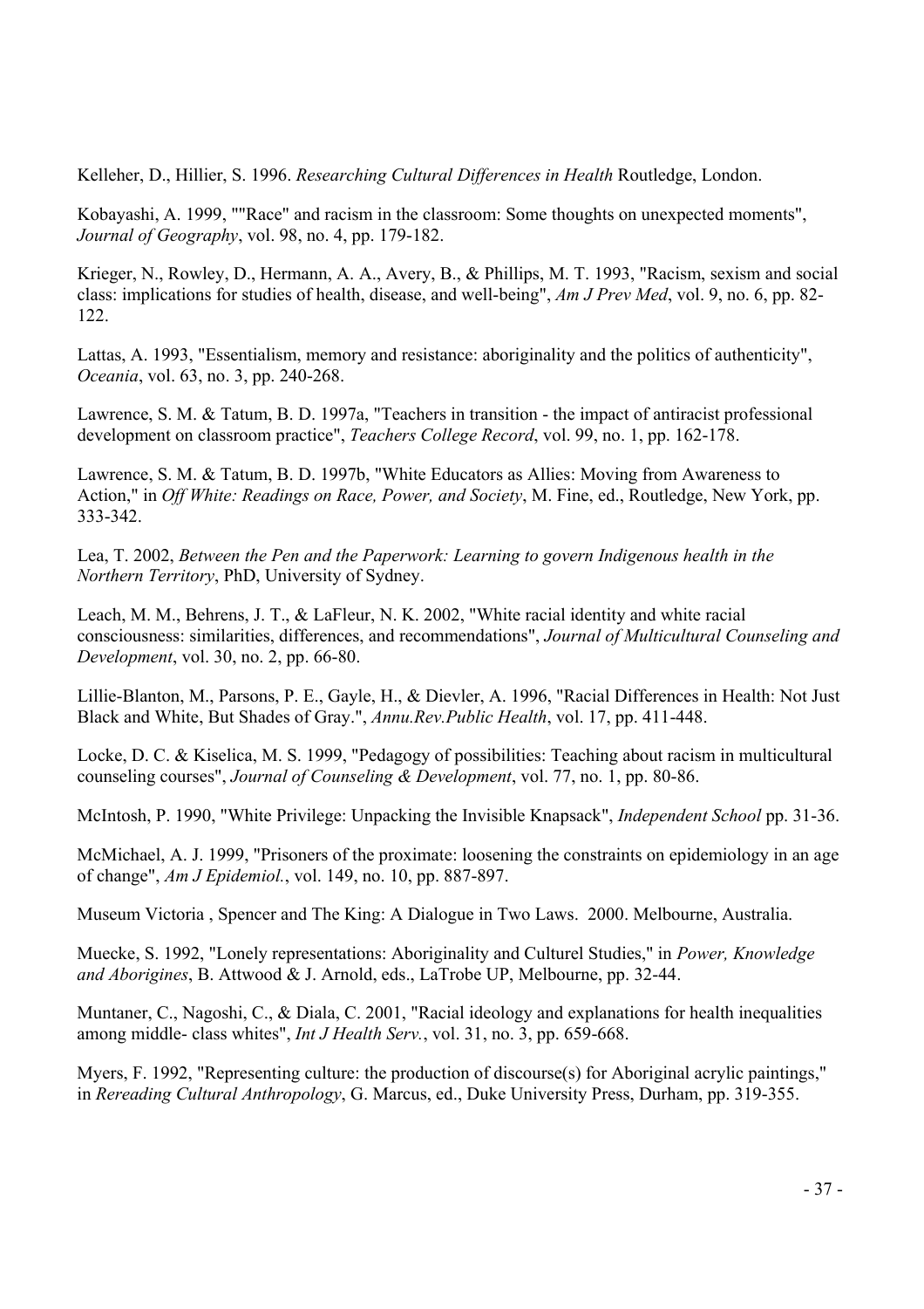Kelleher, D., Hillier, S. 1996. *Researching Cultural Differences in Health* Routledge, London.

Kobayashi, A. 1999, ""Race" and racism in the classroom: Some thoughts on unexpected moments", *Journal of Geography*, vol. 98, no. 4, pp. 179-182.

Krieger, N., Rowley, D., Hermann, A. A., Avery, B., & Phillips, M. T. 1993, "Racism, sexism and social class: implications for studies of health, disease, and well-being", *Am J Prev Med*, vol. 9, no. 6, pp. 82-122.

Lattas, A. 1993, "Essentialism, memory and resistance: aboriginality and the politics of authenticity", *Oceania*, vol. 63, no. 3, pp. 240-268.

Lawrence, S. M. & Tatum, B. D. 1997a, "Teachers in transition - the impact of antiracist professional development on classroom practice", *Teachers College Record*, vol. 99, no. 1, pp. 162-178.

Lawrence, S. M. & Tatum, B. D. 1997b, "White Educators as Allies: Moving from Awareness to Action," in *Off White: Readings on Race, Power, and Society*, M. Fine, ed., Routledge, New York, pp. 333-342.

Lea, T. 2002, *Between the Pen and the Paperwork: Learning to govern Indigenous health in the Northern Territory*, PhD, University of Sydney.

Leach, M. M., Behrens, J. T., & LaFleur, N. K. 2002, "White racial identity and white racial consciousness: similarities, differences, and recommendations", *Journal of Multicultural Counseling and Development*, vol. 30, no. 2, pp. 66-80.

Lillie-Blanton, M., Parsons, P. E., Gayle, H., & Dievler, A. 1996, "Racial Differences in Health: Not Just Black and White, But Shades of Gray.", *Annu.Rev.Public Health*, vol. 17, pp. 411-448.

Locke, D. C. & Kiselica, M. S. 1999, "Pedagogy of possibilities: Teaching about racism in multicultural counseling courses", *Journal of Counseling & Development*, vol. 77, no. 1, pp. 80-86.

McIntosh, P. 1990, "White Privilege: Unpacking the Invisible Knapsack", *Independent School* pp. 31-36.

McMichael, A. J. 1999, "Prisoners of the proximate: loosening the constraints on epidemiology in an age of change", *Am J Epidemiol.*, vol. 149, no. 10, pp. 887-897.

Museum Victoria , Spencer and The King: A Dialogue in Two Laws. 2000. Melbourne, Australia.

Muecke, S. 1992, "Lonely representations: Aboriginality and Culturel Studies," in *Power, Knowledge and Aborigines*, B. Attwood & J. Arnold, eds., LaTrobe UP, Melbourne, pp. 32-44.

Muntaner, C., Nagoshi, C., & Diala, C. 2001, "Racial ideology and explanations for health inequalities among middle- class whites", *Int J Health Serv.*, vol. 31, no. 3, pp. 659-668.

Myers, F. 1992, "Representing culture: the production of discourse(s) for Aboriginal acrylic paintings," in *Rereading Cultural Anthropology*, G. Marcus, ed., Duke University Press, Durham, pp. 319-355.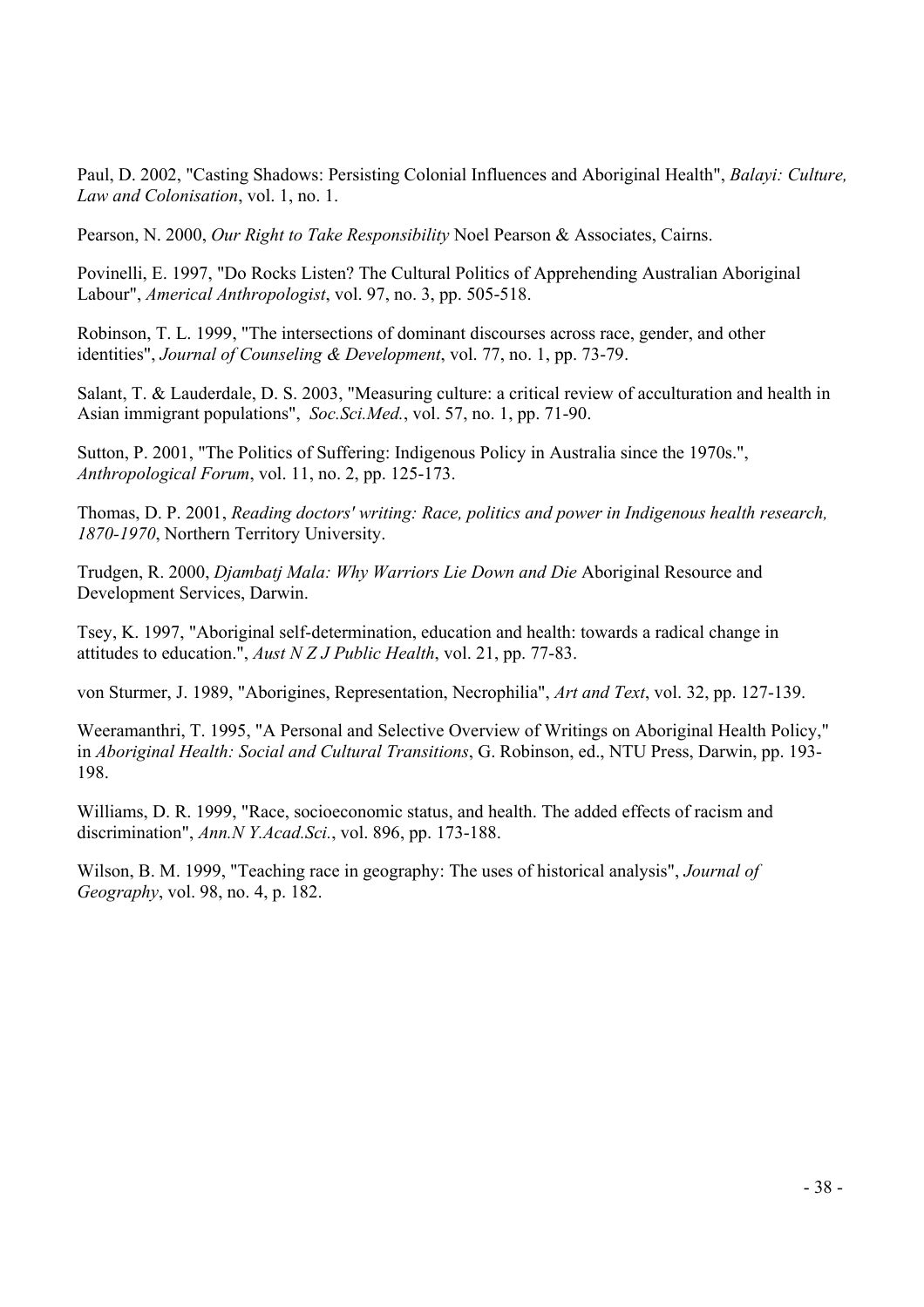Paul, D. 2002, "Casting Shadows: Persisting Colonial Influences and Aboriginal Health", *Balayi: Culture, Law and Colonisation*, vol. 1, no. 1.

Pearson, N. 2000, *Our Right to Take Responsibility* Noel Pearson & Associates, Cairns.

Povinelli, E. 1997, "Do Rocks Listen? The Cultural Politics of Apprehending Australian Aboriginal Labour", *Americal Anthropologist*, vol. 97, no. 3, pp. 505-518.

Robinson, T. L. 1999, "The intersections of dominant discourses across race, gender, and other identities", *Journal of Counseling & Development*, vol. 77, no. 1, pp. 73-79.

Salant, T. & Lauderdale, D. S. 2003, "Measuring culture: a critical review of acculturation and health in Asian immigrant populations", *Soc.Sci.Med.*, vol. 57, no. 1, pp. 71-90.

Sutton, P. 2001, "The Politics of Suffering: Indigenous Policy in Australia since the 1970s.", *Anthropological Forum*, vol. 11, no. 2, pp. 125-173.

Thomas, D. P. 2001, *Reading doctors' writing: Race, politics and power in Indigenous health research, 1870-1970*, Northern Territory University.

Trudgen, R. 2000, *Djambatj Mala: Why Warriors Lie Down and Die* Aboriginal Resource and Development Services, Darwin.

Tsey, K. 1997, "Aboriginal self-determination, education and health: towards a radical change in attitudes to education.", *Aust N Z J Public Health*, vol. 21, pp. 77-83.

von Sturmer, J. 1989, "Aborigines, Representation, Necrophilia", *Art and Text*, vol. 32, pp. 127-139.

Weeramanthri, T. 1995, "A Personal and Selective Overview of Writings on Aboriginal Health Policy," in *Aboriginal Health: Social and Cultural Transitions*, G. Robinson, ed., NTU Press, Darwin, pp. 193-198.

Williams, D. R. 1999, "Race, socioeconomic status, and health. The added effects of racism and discrimination", *Ann.N Y.Acad.Sci.*, vol. 896, pp. 173-188.

Wilson, B. M. 1999, "Teaching race in geography: The uses of historical analysis", *Journal of Geography*, vol. 98, no. 4, p. 182.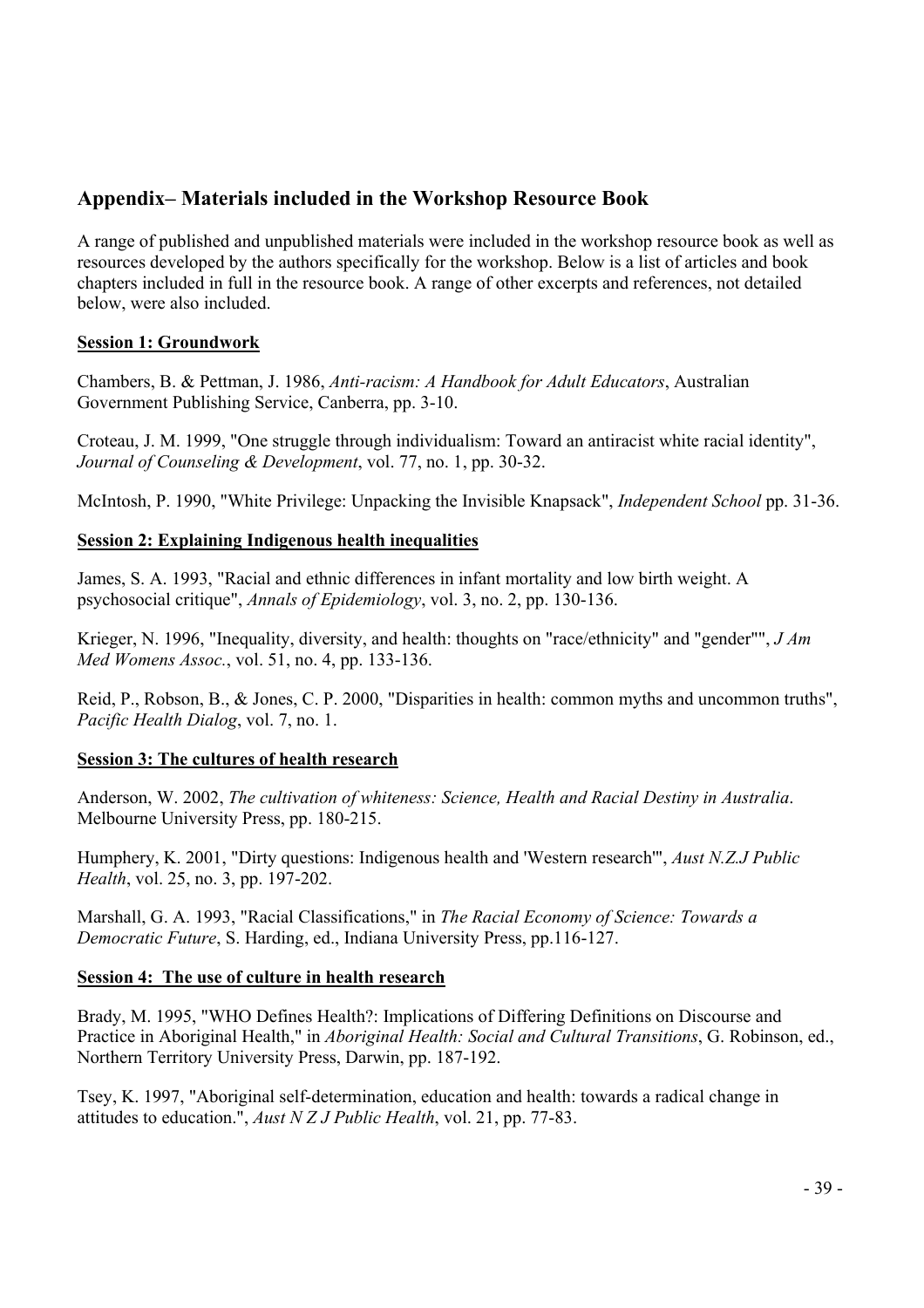## Appendix– Materials included in the Workshop Resource Book

A range of published and unpublished materials were included in the workshop resource book as well as resources developed by the authors specifically for the workshop. Below is a list of articles and book chapters included in full in the resource book. A range of other excerpts and references, not detailed below, were also included.

### Session 1: Groundwork

Chambers, B. & Pettman, J. 1986, *Anti-racism: A Handbook for Adult Educators*, Australian Government Publishing Service, Canberra, pp. 3-10.

Croteau, J. M. 1999, "One struggle through individualism: Toward an antiracist white racial identity", *Journal of Counseling & Development*, vol. 77, no. 1, pp. 30-32.

McIntosh, P. 1990, "White Privilege: Unpacking the Invisible Knapsack", *Independent School* pp. 31-36.

### Session 2: Explaining Indigenous health inequalities

James, S. A. 1993, "Racial and ethnic differences in infant mortality and low birth weight. A psychosocial critique", *Annals of Epidemiology*, vol. 3, no. 2, pp. 130-136.

Krieger, N. 1996, "Inequality, diversity, and health: thoughts on "race/ethnicity" and "gender"", *J Am Med Womens Assoc.*, vol. 51, no. 4, pp. 133-136.

Reid, P., Robson, B., & Jones, C. P. 2000, "Disparities in health: common myths and uncommon truths", *Pacific Health Dialog*, vol. 7, no. 1.

### Session 3: The cultures of health research

Anderson, W. 2002, *The cultivation of whiteness: Science, Health and Racial Destiny in Australia*. Melbourne University Press, pp. 180-215.

Humphery, K. 2001, "Dirty questions: Indigenous health and 'Western research'", *Aust N.Z.J Public Health*, vol. 25, no. 3, pp. 197-202.

Marshall, G. A. 1993, "Racial Classifications," in *The Racial Economy of Science: Towards a Democratic Future*, S. Harding, ed., Indiana University Press, pp.116-127.

### Session 4: The use of culture in health research

Brady, M. 1995, "WHO Defines Health?: Implications of Differing Definitions on Discourse and Practice in Aboriginal Health," in *Aboriginal Health: Social and Cultural Transitions*, G. Robinson, ed., Northern Territory University Press, Darwin, pp. 187-192.

Tsey, K. 1997, "Aboriginal self-determination, education and health: towards a radical change in attitudes to education.", *Aust N Z J Public Health*, vol. 21, pp. 77-83.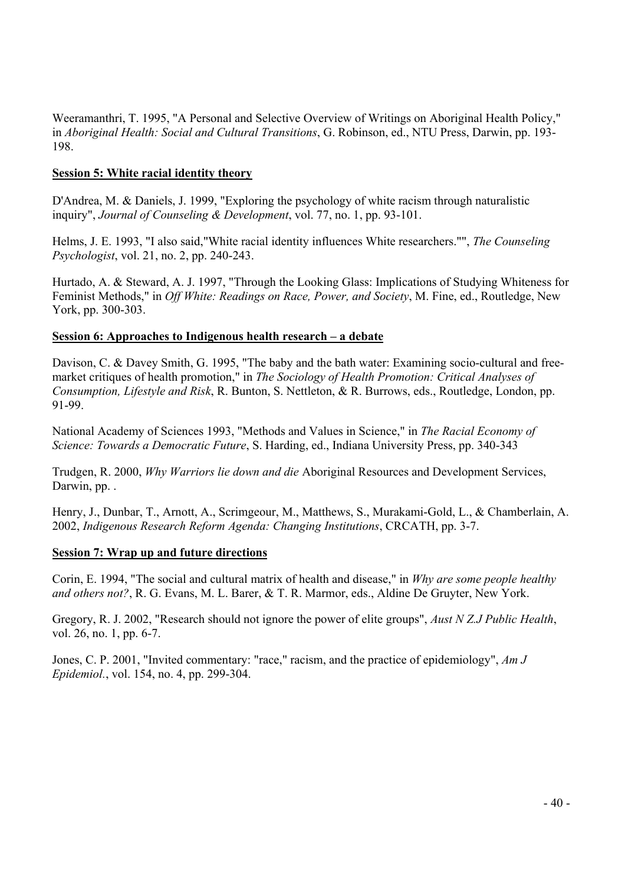Weeramanthri, T. 1995, "A Personal and Selective Overview of Writings on Aboriginal Health Policy," in *Aboriginal Health: Social and Cultural Transitions*, G. Robinson, ed., NTU Press, Darwin, pp. 193-198.

**Session 5: White racial identity theory**

D'Andrea, M. & Daniels, J. 1999, "Exploring the psychology of white racism through naturalistic inquiry", *Journal of Counseling & Development*, vol. 77, no. 1, pp. 93-101.

Helms, J. E. 1993, "I also said,"White racial identity influences White researchers."", *The Counseling Psychologist*, vol. 21, no. 2, pp. 240-243.

Hurtado, A. & Steward, A. J. 1997, "Through the Looking Glass: Implications of Studying Whiteness for Feminist Methods," in *Off White: Readings on Race, Power, and Society*, M. Fine, ed., Routledge, New York, pp. 300-303.

**Session 6: Approaches to Indigenous health research – a debate**

Davison, C. & Davey Smith, G. 1995, "The baby and the bath water: Examining socio-cultural and free-market critiques of health promotion," in *The Sociology of Health Promotion: Critical Analyses of Consumption, Lifestyle and Risk*, R. Bunton, S. Nettleton, & R. Burrows, eds., Routledge, London, pp. 91-99.

National Academy of Sciences 1993, "Methods and Values in Science," in *The Racial Economy of Science: Towards a Democratic Future*, S. Harding, ed., Indiana University Press, pp. 340-343

Trudgen, R. 2000, *Why Warriors lie down and die* Aboriginal Resources and Development Services, Darwin, pp. .

Henry, J., Dunbar, T., Arnott, A., Scrimgeour, M., Matthews, S., Murakami-Gold, L., & Chamberlain, A. 2002, *Indigenous Research Reform Agenda: Changing Institutions*, CRCATH, pp. 3-7.

**Session 7: Wrap up and future directions**

Corin, E. 1994, "The social and cultural matrix of health and disease," in *Why are some people healthy and others not?*, R. G. Evans, M. L. Barer, & T. R. Marmor, eds., Aldine De Gruyter, New York.

Gregory, R. J. 2002, "Research should not ignore the power of elite groups", *Aust N Z.J Public Health*, vol. 26, no. 1, pp. 6-7.

Jones, C. P. 2001, "Invited commentary: "race," racism, and the practice of epidemiology", *Am J Epidemiol.*, vol. 154, no. 4, pp. 299-304.